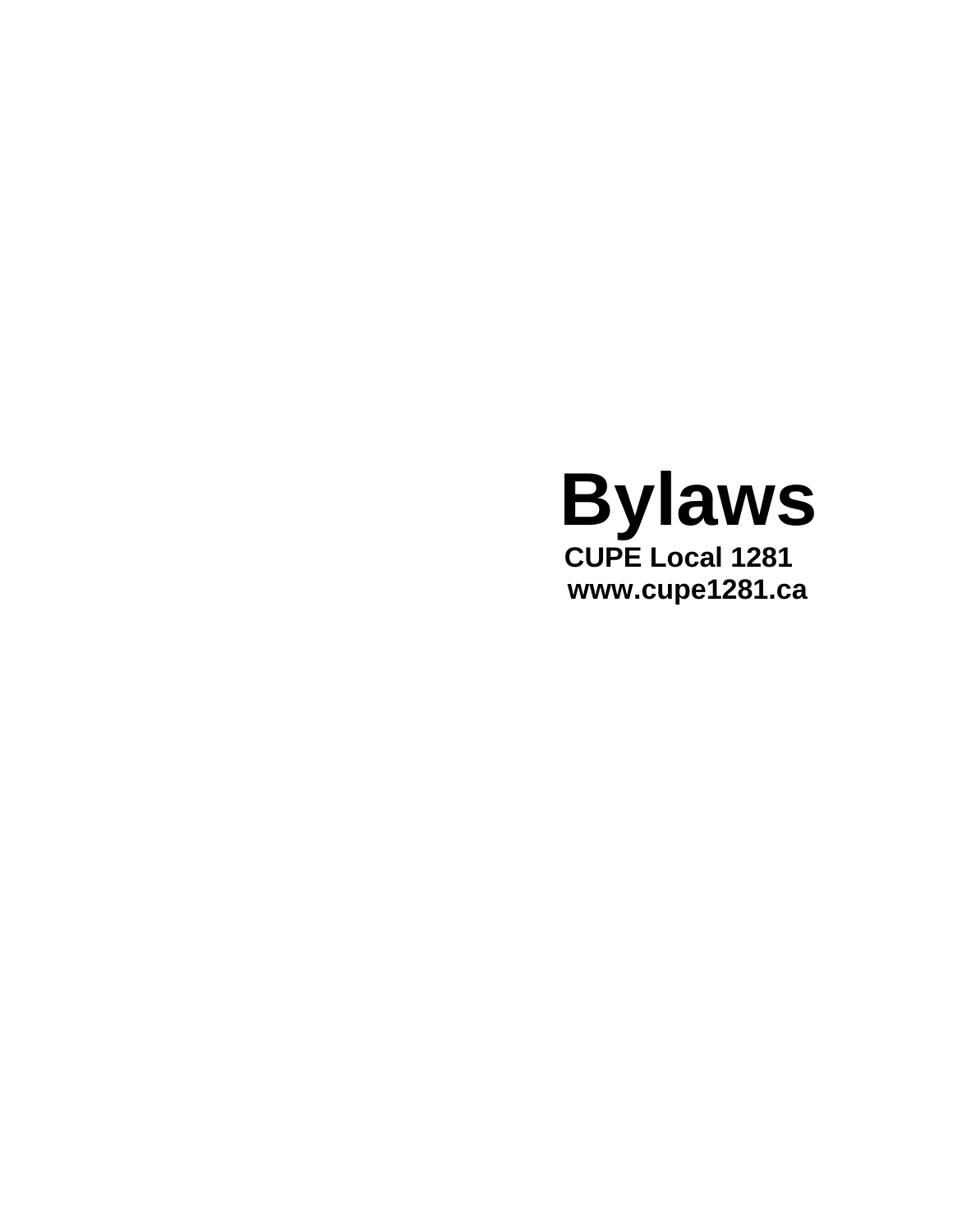# Bylaws

**CUPE Local 1281**

**www.cupe1281.ca**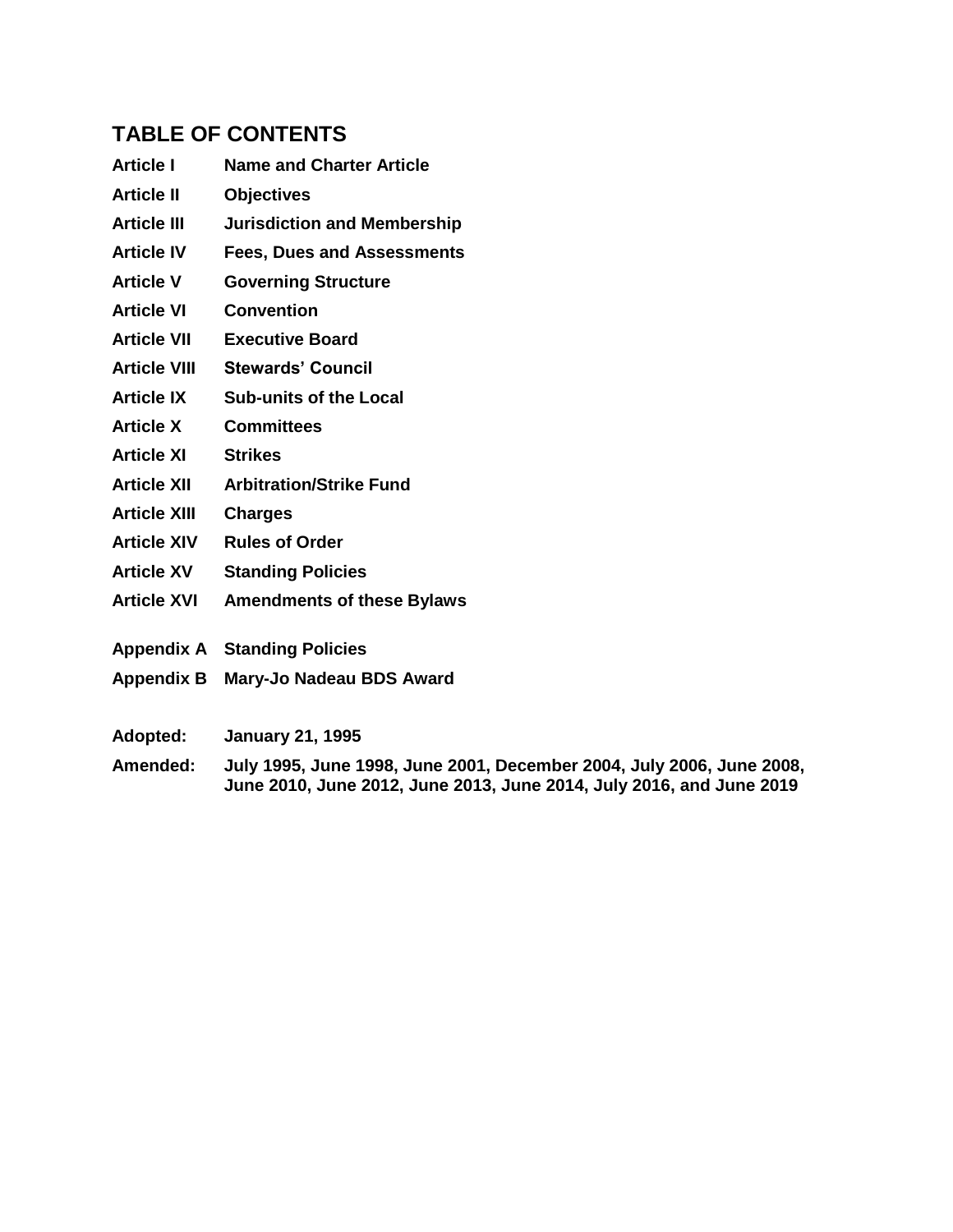## TABLE OF CONTENTS

| | |
|---|---|
| **Article I** | **Name and Charter Article** |
| **Article II** | **Objectives** |
| **Article III** | **Jurisdiction and Membership** |
| **Article IV** | **Fees, Dues and Assessments** |
| **Article V** | **Governing Structure** |
| **Article VI** | **Convention** |
| **Article VII** | **Executive Board** |
| **Article VIII** | **Stewards' Council** |
| **Article IX** | **Sub-units of the Local** |
| **Article X** | **Committees** |
| **Article XI** | **Strikes** |
| **Article XII** | **Arbitration/Strike Fund** |
| **Article XIII** | **Charges** |
| **Article XIV** | **Rules of Order** |
| **Article XV** | **Standing Policies** |
| **Article XVI** | **Amendments of these Bylaws** |
| | |
| **Appendix A** | **Standing Policies** |
| **Appendix B** | **Mary-Jo Nadeau BDS Award** |

**Adopted:** **January 21, 1995**

**Amended:** **July 1995, June 1998, June 2001, December 2004, July 2006, June 2008, June 2010, June 2012, June 2013, June 2014, July 2016, and June 2019**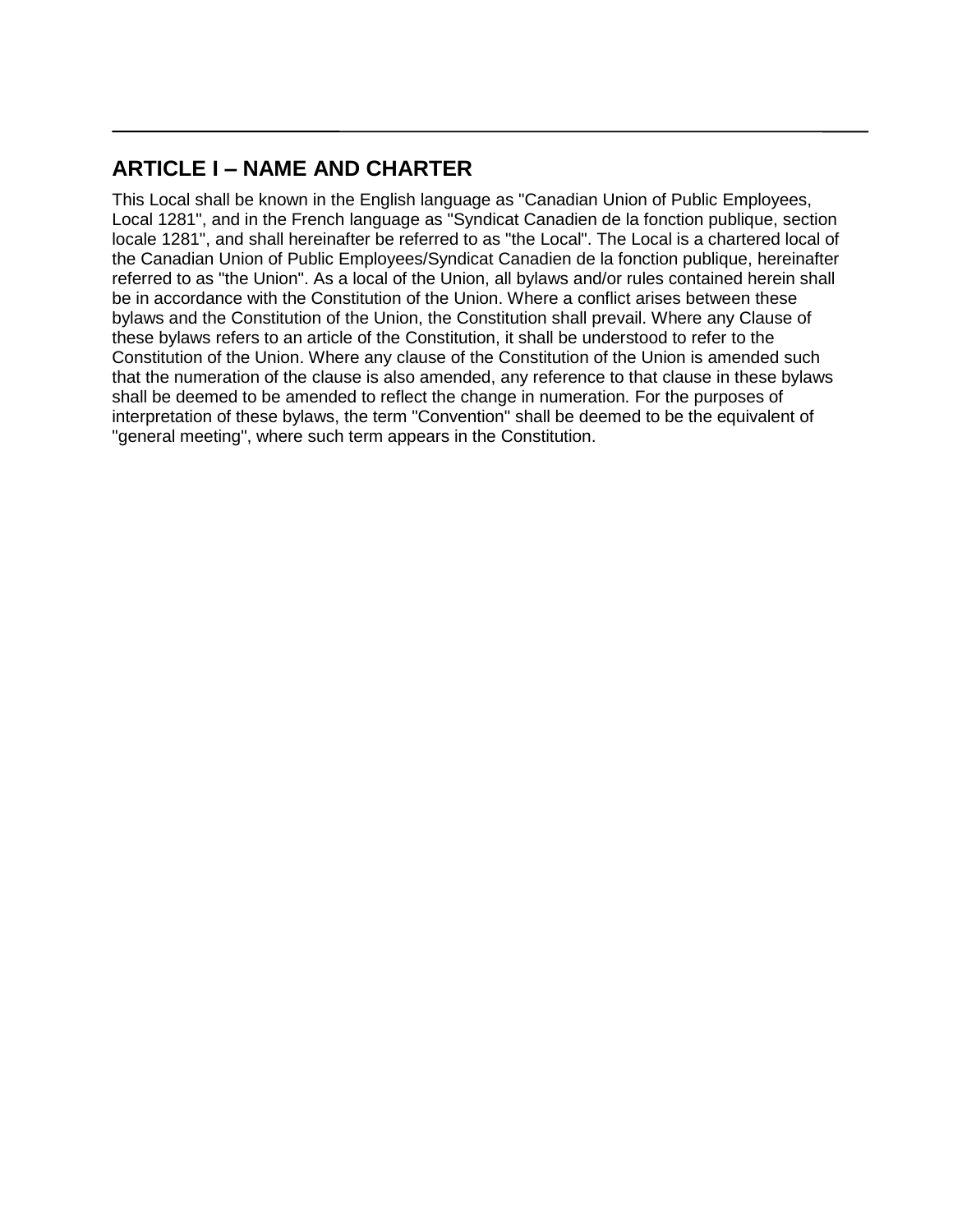## ARTICLE I – NAME AND CHARTER

This Local shall be known in the English language as "Canadian Union of Public Employees, Local 1281", and in the French language as "Syndicat Canadien de la fonction publique, section locale 1281", and shall hereinafter be referred to as "the Local". The Local is a chartered local of the Canadian Union of Public Employees/Syndicat Canadien de la fonction publique, hereinafter referred to as "the Union". As a local of the Union, all bylaws and/or rules contained herein shall be in accordance with the Constitution of the Union. Where a conflict arises between these bylaws and the Constitution of the Union, the Constitution shall prevail. Where any Clause of these bylaws refers to an article of the Constitution, it shall be understood to refer to the Constitution of the Union. Where any clause of the Constitution of the Union is amended such that the numeration of the clause is also amended, any reference to that clause in these bylaws shall be deemed to be amended to reflect the change in numeration. For the purposes of interpretation of these bylaws, the term "Convention" shall be deemed to be the equivalent of "general meeting", where such term appears in the Constitution.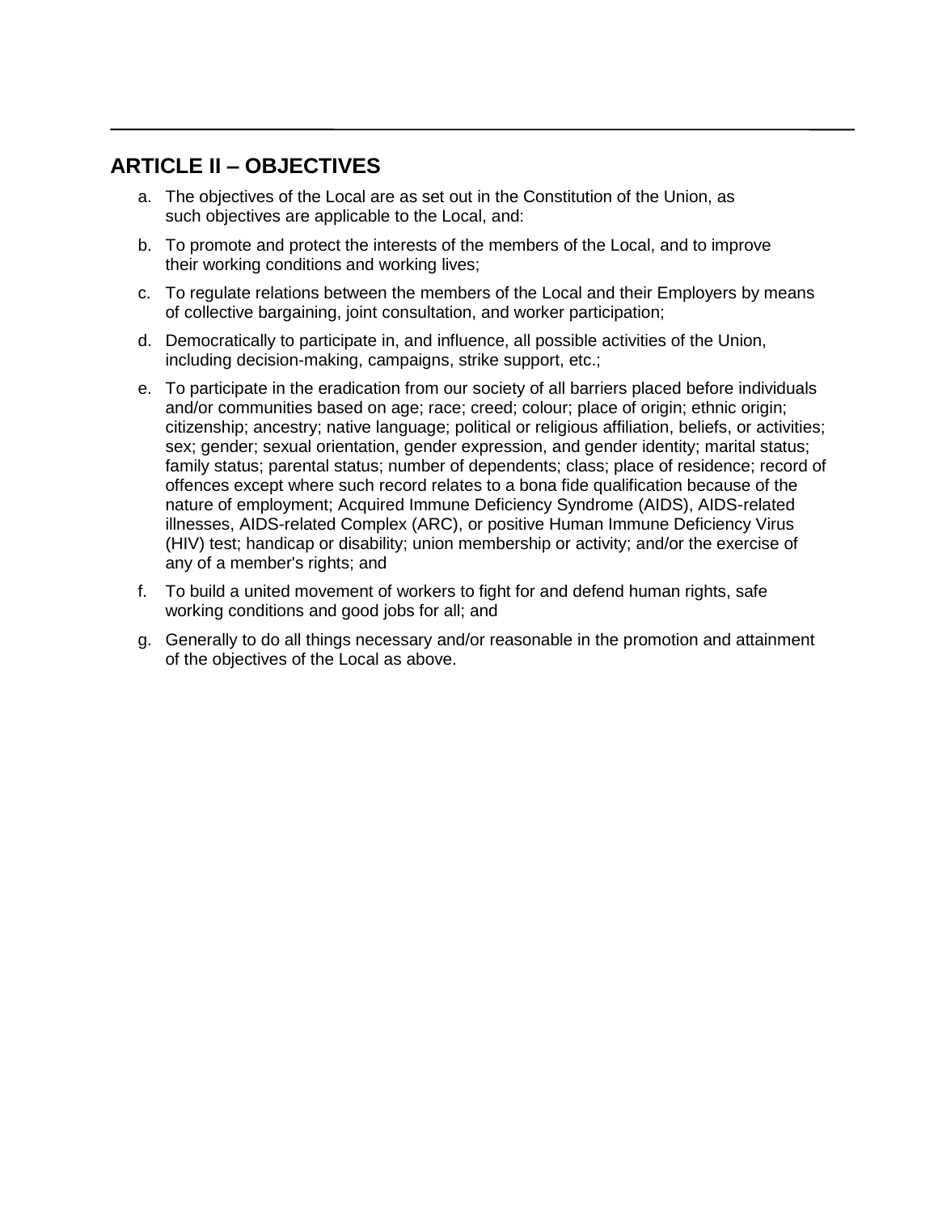## ARTICLE II – OBJECTIVES

a. The objectives of the Local are as set out in the Constitution of the Union, as such objectives are applicable to the Local, and:

b. To promote and protect the interests of the members of the Local, and to improve their working conditions and working lives;

c. To regulate relations between the members of the Local and their Employers by means of collective bargaining, joint consultation, and worker participation;

d. Democratically to participate in, and influence, all possible activities of the Union, including decision-making, campaigns, strike support, etc.;

e. To participate in the eradication from our society of all barriers placed before individuals and/or communities based on age; race; creed; colour; place of origin; ethnic origin; citizenship; ancestry; native language; political or religious affiliation, beliefs, or activities; sex; gender; sexual orientation, gender expression, and gender identity; marital status; family status; parental status; number of dependents; class; place of residence; record of offences except where such record relates to a bona fide qualification because of the nature of employment; Acquired Immune Deficiency Syndrome (AIDS), AIDS-related illnesses, AIDS-related Complex (ARC), or positive Human Immune Deficiency Virus (HIV) test; handicap or disability; union membership or activity; and/or the exercise of any of a member's rights; and

f. To build a united movement of workers to fight for and defend human rights, safe working conditions and good jobs for all; and

g. Generally to do all things necessary and/or reasonable in the promotion and attainment of the objectives of the Local as above.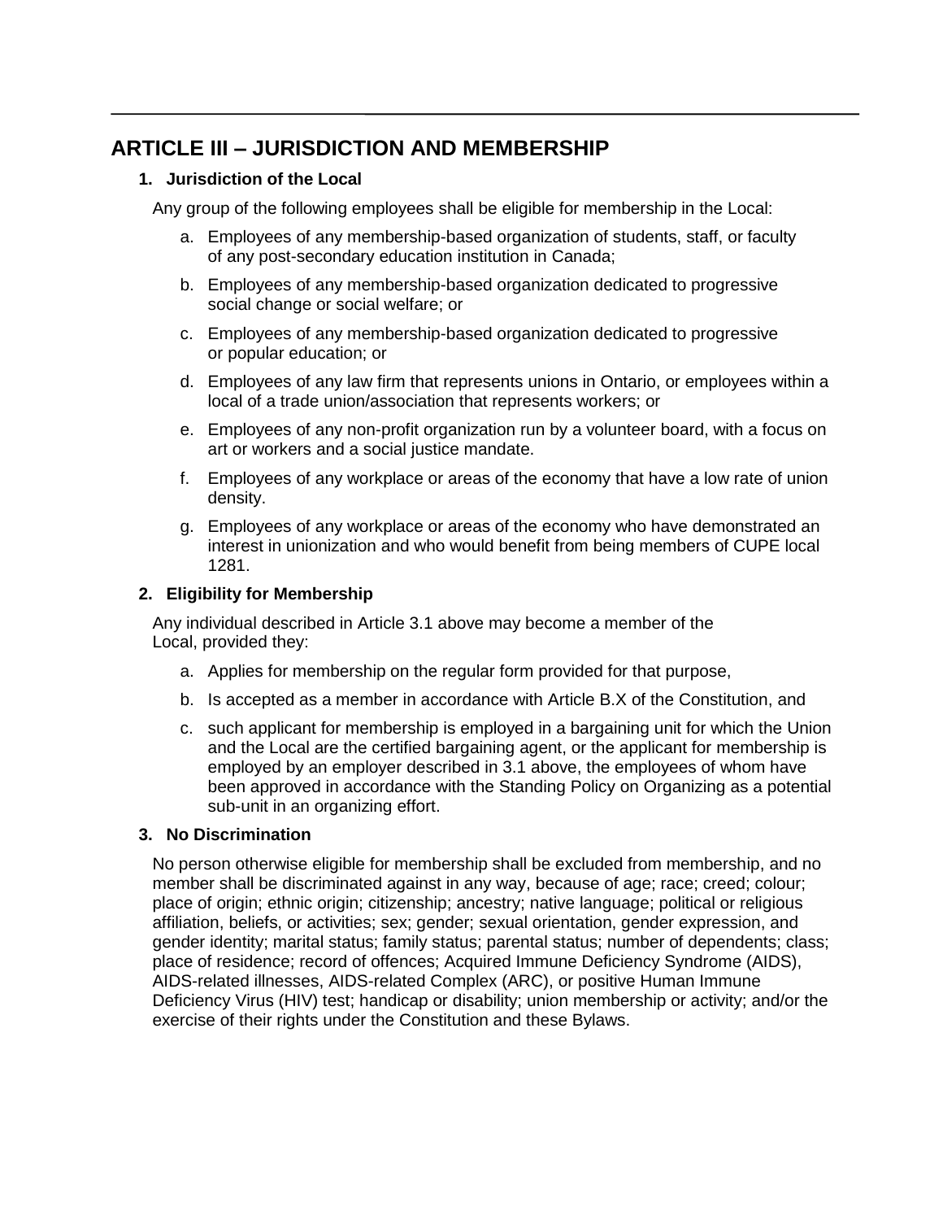## ARTICLE III – JURISDICTION AND MEMBERSHIP

### 1. Jurisdiction of the Local

Any group of the following employees shall be eligible for membership in the Local:

a. Employees of any membership-based organization of students, staff, or faculty of any post-secondary education institution in Canada;

b. Employees of any membership-based organization dedicated to progressive social change or social welfare; or

c. Employees of any membership-based organization dedicated to progressive or popular education; or

d. Employees of any law firm that represents unions in Ontario, or employees within a local of a trade union/association that represents workers; or

e. Employees of any non-profit organization run by a volunteer board, with a focus on art or workers and a social justice mandate.

f. Employees of any workplace or areas of the economy that have a low rate of union density.

g. Employees of any workplace or areas of the economy who have demonstrated an interest in unionization and who would benefit from being members of CUPE local 1281.

### 2. Eligibility for Membership

Any individual described in Article 3.1 above may become a member of the Local, provided they:

a. Applies for membership on the regular form provided for that purpose,

b. Is accepted as a member in accordance with Article B.X of the Constitution, and

c. such applicant for membership is employed in a bargaining unit for which the Union and the Local are the certified bargaining agent, or the applicant for membership is employed by an employer described in 3.1 above, the employees of whom have been approved in accordance with the Standing Policy on Organizing as a potential sub-unit in an organizing effort.

### 3. No Discrimination

No person otherwise eligible for membership shall be excluded from membership, and no member shall be discriminated against in any way, because of age; race; creed; colour; place of origin; ethnic origin; citizenship; ancestry; native language; political or religious affiliation, beliefs, or activities; sex; gender; sexual orientation, gender expression, and gender identity; marital status; family status; parental status; number of dependents; class; place of residence; record of offences; Acquired Immune Deficiency Syndrome (AIDS), AIDS-related illnesses, AIDS-related Complex (ARC), or positive Human Immune Deficiency Virus (HIV) test; handicap or disability; union membership or activity; and/or the exercise of their rights under the Constitution and these Bylaws.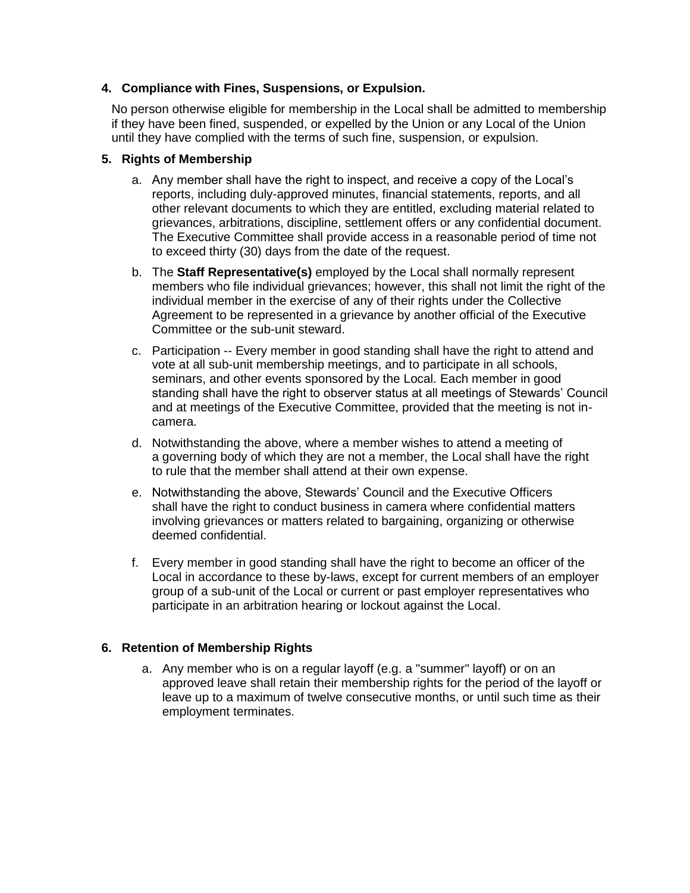**4. Compliance with Fines, Suspensions, or Expulsion.**

No person otherwise eligible for membership in the Local shall be admitted to membership if they have been fined, suspended, or expelled by the Union or any Local of the Union until they have complied with the terms of such fine, suspension, or expulsion.

**5. Rights of Membership**

a. Any member shall have the right to inspect, and receive a copy of the Local's reports, including duly-approved minutes, financial statements, reports, and all other relevant documents to which they are entitled, excluding material related to grievances, arbitrations, discipline, settlement offers or any confidential document. The Executive Committee shall provide access in a reasonable period of time not to exceed thirty (30) days from the date of the request.

b. The **Staff Representative(s)** employed by the Local shall normally represent members who file individual grievances; however, this shall not limit the right of the individual member in the exercise of any of their rights under the Collective Agreement to be represented in a grievance by another official of the Executive Committee or the sub-unit steward.

c. Participation -- Every member in good standing shall have the right to attend and vote at all sub-unit membership meetings, and to participate in all schools, seminars, and other events sponsored by the Local. Each member in good standing shall have the right to observer status at all meetings of Stewards' Council and at meetings of the Executive Committee, provided that the meeting is not in-camera.

d. Notwithstanding the above, where a member wishes to attend a meeting of a governing body of which they are not a member, the Local shall have the right to rule that the member shall attend at their own expense.

e. Notwithstanding the above, Stewards' Council and the Executive Officers shall have the right to conduct business in camera where confidential matters involving grievances or matters related to bargaining, organizing or otherwise deemed confidential.

f. Every member in good standing shall have the right to become an officer of the Local in accordance to these by-laws, except for current members of an employer group of a sub-unit of the Local or current or past employer representatives who participate in an arbitration hearing or lockout against the Local.

**6. Retention of Membership Rights**

a. Any member who is on a regular layoff (e.g. a "summer" layoff) or on an approved leave shall retain their membership rights for the period of the layoff or leave up to a maximum of twelve consecutive months, or until such time as their employment terminates.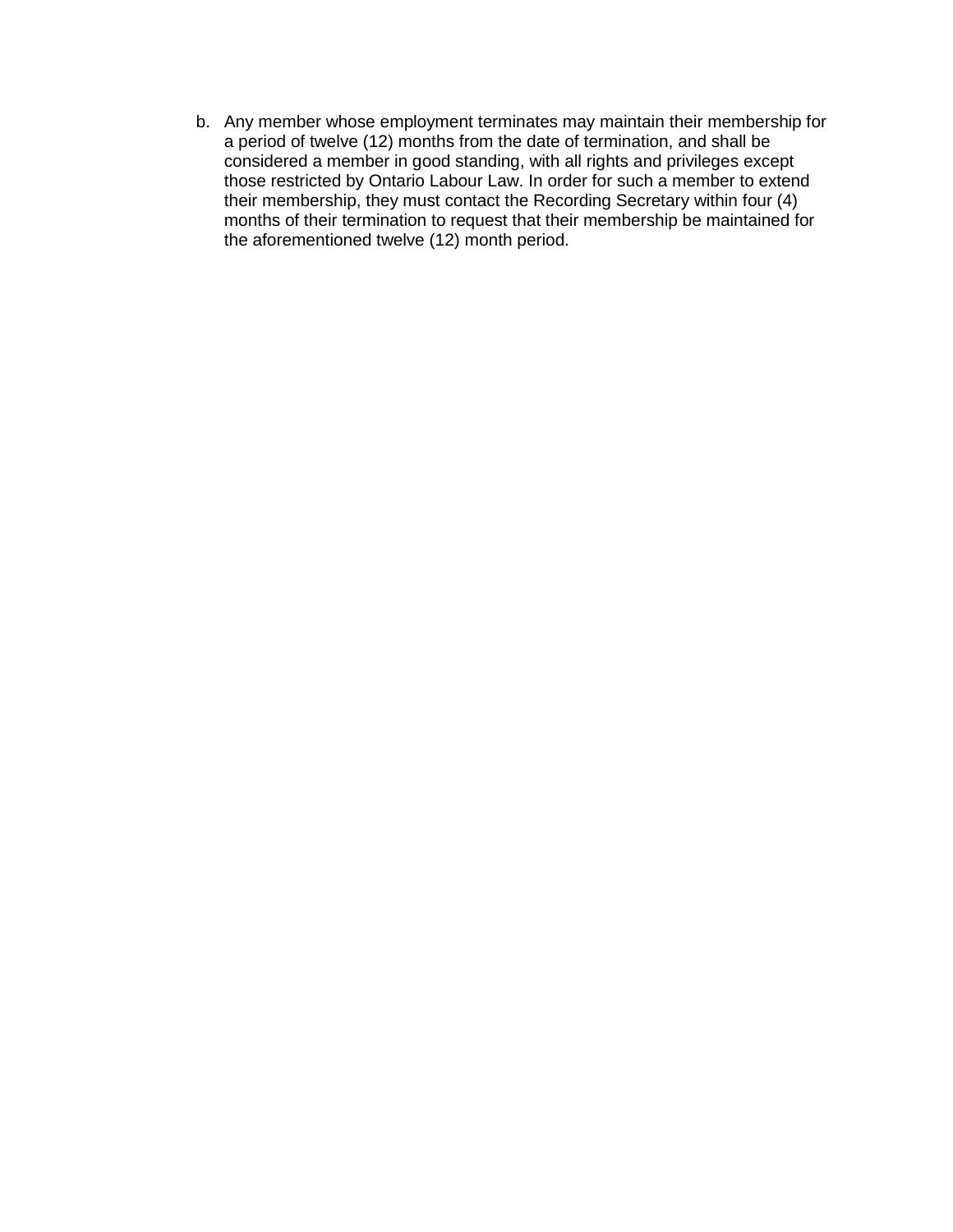b. Any member whose employment terminates may maintain their membership for a period of twelve (12) months from the date of termination, and shall be considered a member in good standing, with all rights and privileges except those restricted by Ontario Labour Law. In order for such a member to extend their membership, they must contact the Recording Secretary within four (4) months of their termination to request that their membership be maintained for the aforementioned twelve (12) month period.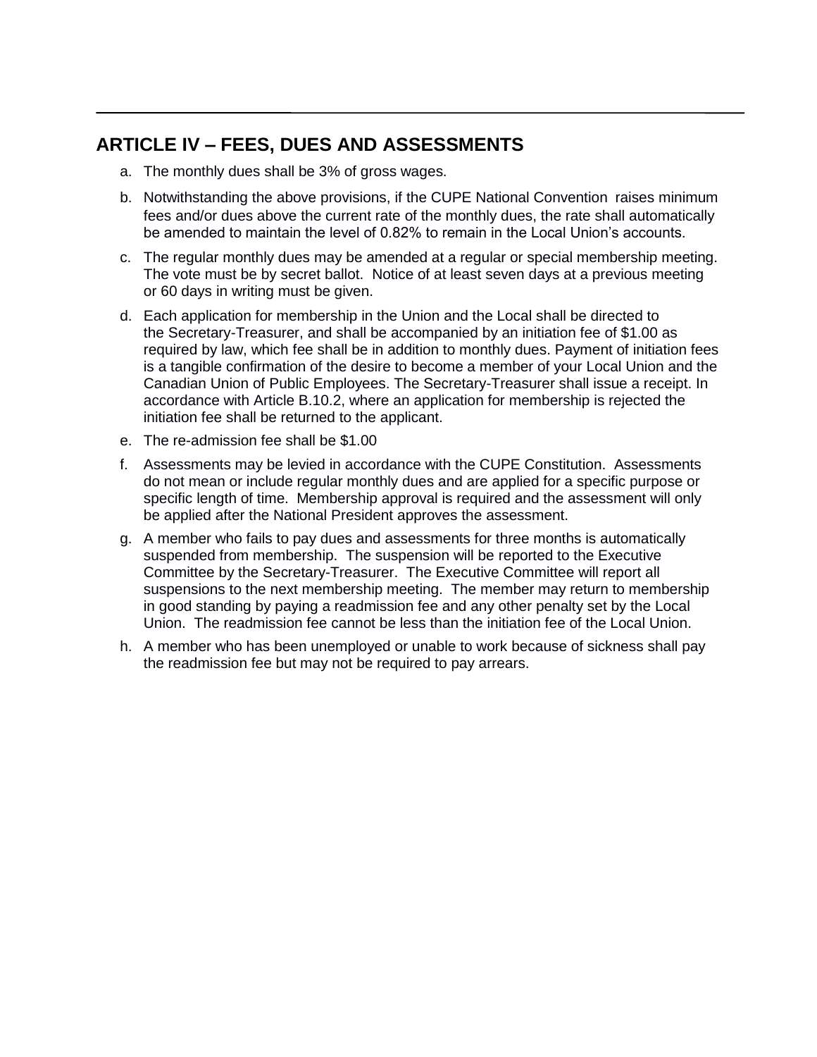## ARTICLE IV – FEES, DUES AND ASSESSMENTS

a. The monthly dues shall be 3% of gross wages.

b. Notwithstanding the above provisions, if the CUPE National Convention raises minimum fees and/or dues above the current rate of the monthly dues, the rate shall automatically be amended to maintain the level of 0.82% to remain in the Local Union's accounts.

c. The regular monthly dues may be amended at a regular or special membership meeting. The vote must be by secret ballot. Notice of at least seven days at a previous meeting or 60 days in writing must be given.

d. Each application for membership in the Union and the Local shall be directed to the Secretary-Treasurer, and shall be accompanied by an initiation fee of $1.00 as required by law, which fee shall be in addition to monthly dues. Payment of initiation fees is a tangible confirmation of the desire to become a member of your Local Union and the Canadian Union of Public Employees. The Secretary-Treasurer shall issue a receipt. In accordance with Article B.10.2, where an application for membership is rejected the initiation fee shall be returned to the applicant.

e. The re-admission fee shall be $1.00

f. Assessments may be levied in accordance with the CUPE Constitution. Assessments do not mean or include regular monthly dues and are applied for a specific purpose or specific length of time. Membership approval is required and the assessment will only be applied after the National President approves the assessment.

g. A member who fails to pay dues and assessments for three months is automatically suspended from membership. The suspension will be reported to the Executive Committee by the Secretary-Treasurer. The Executive Committee will report all suspensions to the next membership meeting. The member may return to membership in good standing by paying a readmission fee and any other penalty set by the Local Union. The readmission fee cannot be less than the initiation fee of the Local Union.

h. A member who has been unemployed or unable to work because of sickness shall pay the readmission fee but may not be required to pay arrears.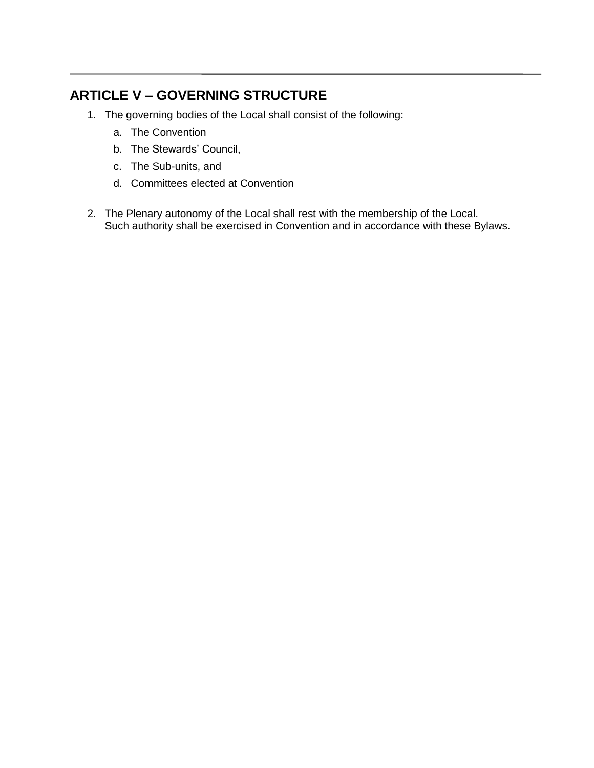## ARTICLE V – GOVERNING STRUCTURE

1. The governing bodies of the Local shall consist of the following:
   a. The Convention
   b. The Stewards' Council,
   c. The Sub-units, and
   d. Committees elected at Convention

2. The Plenary autonomy of the Local shall rest with the membership of the Local. Such authority shall be exercised in Convention and in accordance with these Bylaws.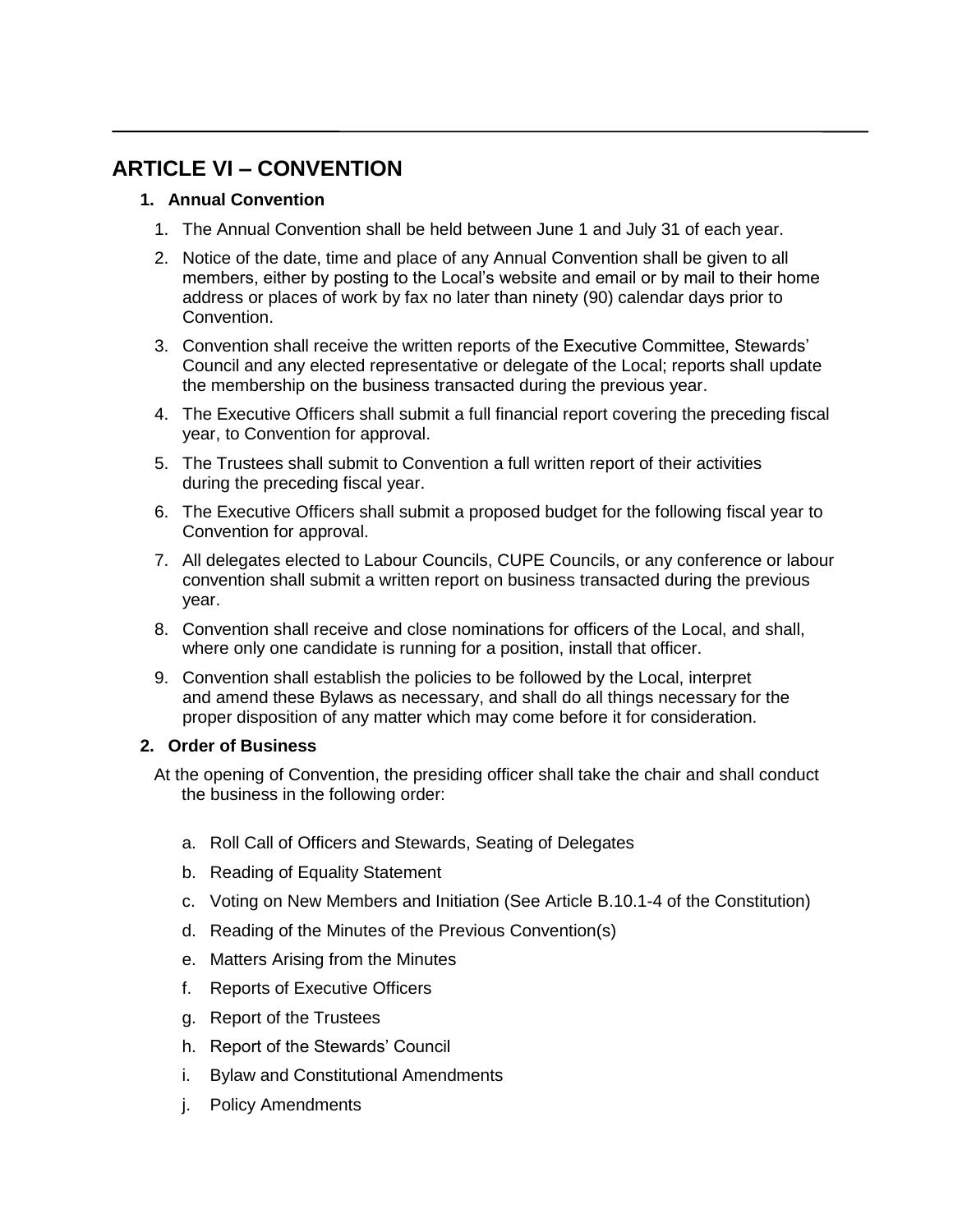## ARTICLE VI – CONVENTION

### 1. Annual Convention

1. The Annual Convention shall be held between June 1 and July 31 of each year.
2. Notice of the date, time and place of any Annual Convention shall be given to all members, either by posting to the Local's website and email or by mail to their home address or places of work by fax no later than ninety (90) calendar days prior to Convention.
3. Convention shall receive the written reports of the Executive Committee, Stewards' Council and any elected representative or delegate of the Local; reports shall update the membership on the business transacted during the previous year.
4. The Executive Officers shall submit a full financial report covering the preceding fiscal year, to Convention for approval.
5. The Trustees shall submit to Convention a full written report of their activities during the preceding fiscal year.
6. The Executive Officers shall submit a proposed budget for the following fiscal year to Convention for approval.
7. All delegates elected to Labour Councils, CUPE Councils, or any conference or labour convention shall submit a written report on business transacted during the previous year.
8. Convention shall receive and close nominations for officers of the Local, and shall, where only one candidate is running for a position, install that officer.
9. Convention shall establish the policies to be followed by the Local, interpret and amend these Bylaws as necessary, and shall do all things necessary for the proper disposition of any matter which may come before it for consideration.

### 2. Order of Business

At the opening of Convention, the presiding officer shall take the chair and shall conduct the business in the following order:

a. Roll Call of Officers and Stewards, Seating of Delegates
b. Reading of Equality Statement
c. Voting on New Members and Initiation (See Article B.10.1-4 of the Constitution)
d. Reading of the Minutes of the Previous Convention(s)
e. Matters Arising from the Minutes
f. Reports of Executive Officers
g. Report of the Trustees
h. Report of the Stewards' Council
i. Bylaw and Constitutional Amendments
j. Policy Amendments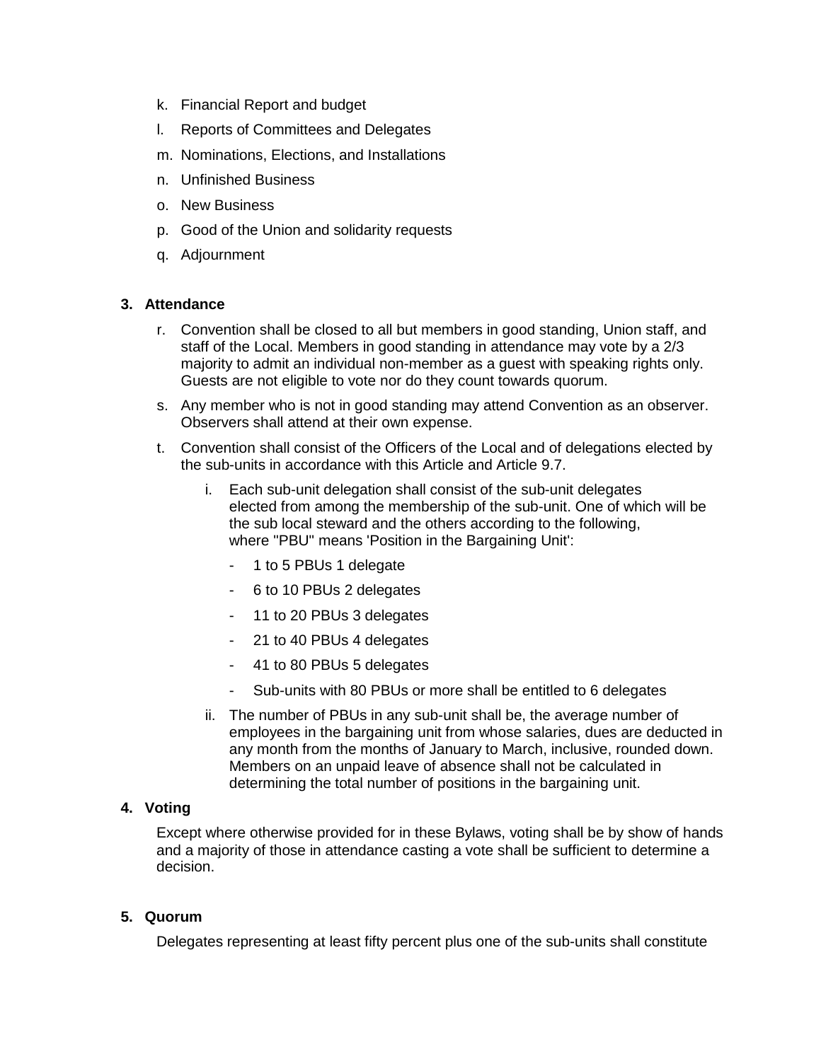k. Financial Report and budget
l. Reports of Committees and Delegates
m. Nominations, Elections, and Installations
n. Unfinished Business
o. New Business
p. Good of the Union and solidarity requests
q. Adjournment

### 3. Attendance

r. Convention shall be closed to all but members in good standing, Union staff, and staff of the Local. Members in good standing in attendance may vote by a 2/3 majority to admit an individual non-member as a guest with speaking rights only. Guests are not eligible to vote nor do they count towards quorum.

s. Any member who is not in good standing may attend Convention as an observer. Observers shall attend at their own expense.

t. Convention shall consist of the Officers of the Local and of delegations elected by the sub-units in accordance with this Article and Article 9.7.

   i. Each sub-unit delegation shall consist of the sub-unit delegates elected from among the membership of the sub-unit. One of which will be the sub local steward and the others according to the following, where "PBU" means 'Position in the Bargaining Unit':

      - 1 to 5 PBUs 1 delegate
      - 6 to 10 PBUs 2 delegates
      - 11 to 20 PBUs 3 delegates
      - 21 to 40 PBUs 4 delegates
      - 41 to 80 PBUs 5 delegates
      - Sub-units with 80 PBUs or more shall be entitled to 6 delegates

   ii. The number of PBUs in any sub-unit shall be, the average number of employees in the bargaining unit from whose salaries, dues are deducted in any month from the months of January to March, inclusive, rounded down. Members on an unpaid leave of absence shall not be calculated in determining the total number of positions in the bargaining unit.

### 4. Voting

Except where otherwise provided for in these Bylaws, voting shall be by show of hands and a majority of those in attendance casting a vote shall be sufficient to determine a decision.

### 5. Quorum

Delegates representing at least fifty percent plus one of the sub-units shall constitute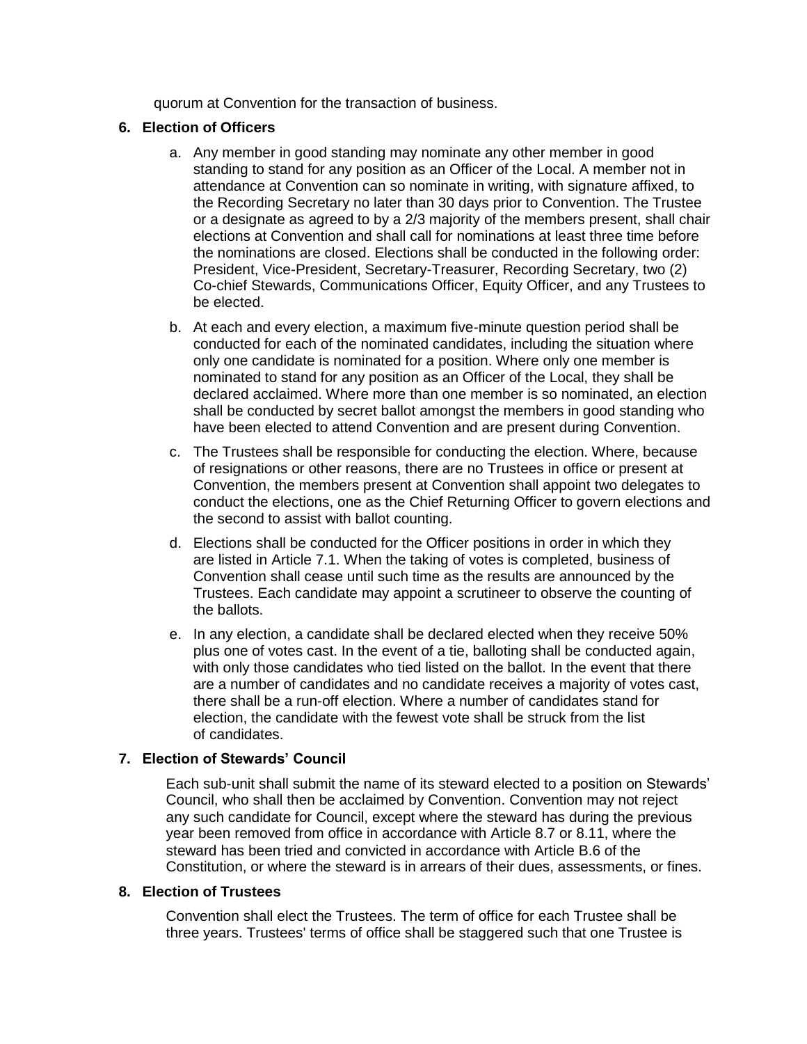quorum at Convention for the transaction of business.

**6. Election of Officers**

a. Any member in good standing may nominate any other member in good standing to stand for any position as an Officer of the Local. A member not in attendance at Convention can so nominate in writing, with signature affixed, to the Recording Secretary no later than 30 days prior to Convention. The Trustee or a designate as agreed to by a 2/3 majority of the members present, shall chair elections at Convention and shall call for nominations at least three time before the nominations are closed. Elections shall be conducted in the following order: President, Vice-President, Secretary-Treasurer, Recording Secretary, two (2) Co-chief Stewards, Communications Officer, Equity Officer, and any Trustees to be elected.

b. At each and every election, a maximum five-minute question period shall be conducted for each of the nominated candidates, including the situation where only one candidate is nominated for a position. Where only one member is nominated to stand for any position as an Officer of the Local, they shall be declared acclaimed. Where more than one member is so nominated, an election shall be conducted by secret ballot amongst the members in good standing who have been elected to attend Convention and are present during Convention.

c. The Trustees shall be responsible for conducting the election. Where, because of resignations or other reasons, there are no Trustees in office or present at Convention, the members present at Convention shall appoint two delegates to conduct the elections, one as the Chief Returning Officer to govern elections and the second to assist with ballot counting.

d. Elections shall be conducted for the Officer positions in order in which they are listed in Article 7.1. When the taking of votes is completed, business of Convention shall cease until such time as the results are announced by the Trustees. Each candidate may appoint a scrutineer to observe the counting of the ballots.

e. In any election, a candidate shall be declared elected when they receive 50% plus one of votes cast. In the event of a tie, balloting shall be conducted again, with only those candidates who tied listed on the ballot. In the event that there are a number of candidates and no candidate receives a majority of votes cast, there shall be a run-off election. Where a number of candidates stand for election, the candidate with the fewest vote shall be struck from the list of candidates.

**7. Election of Stewards' Council**

Each sub-unit shall submit the name of its steward elected to a position on Stewards' Council, who shall then be acclaimed by Convention. Convention may not reject any such candidate for Council, except where the steward has during the previous year been removed from office in accordance with Article 8.7 or 8.11, where the steward has been tried and convicted in accordance with Article B.6 of the Constitution, or where the steward is in arrears of their dues, assessments, or fines.

**8. Election of Trustees**

Convention shall elect the Trustees. The term of office for each Trustee shall be three years. Trustees' terms of office shall be staggered such that one Trustee is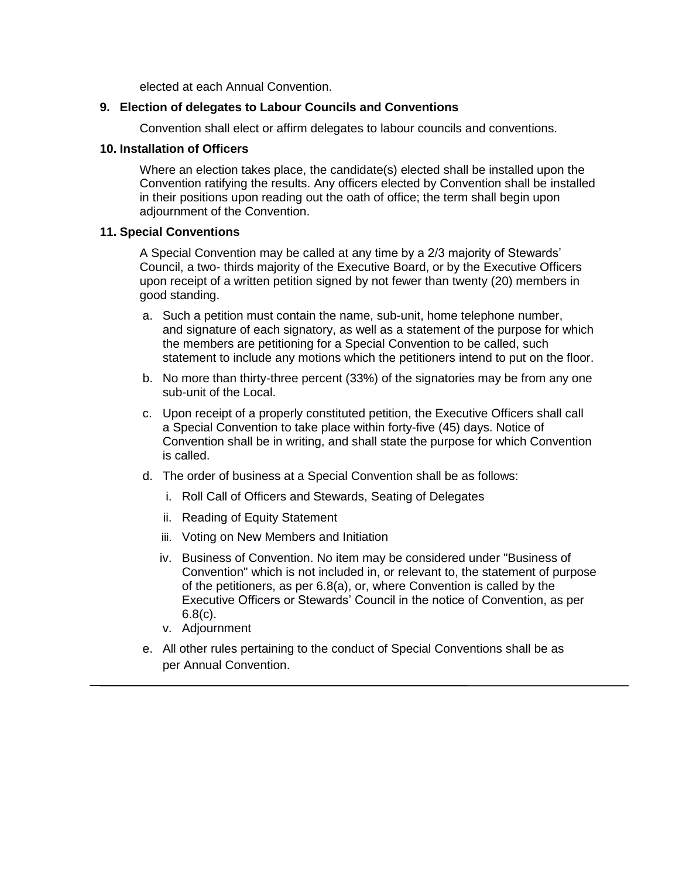elected at each Annual Convention.

**9. Election of delegates to Labour Councils and Conventions**

Convention shall elect or affirm delegates to labour councils and conventions.

**10. Installation of Officers**

Where an election takes place, the candidate(s) elected shall be installed upon the Convention ratifying the results. Any officers elected by Convention shall be installed in their positions upon reading out the oath of office; the term shall begin upon adjournment of the Convention.

**11. Special Conventions**

A Special Convention may be called at any time by a 2/3 majority of Stewards' Council, a two- thirds majority of the Executive Board, or by the Executive Officers upon receipt of a written petition signed by not fewer than twenty (20) members in good standing.

a. Such a petition must contain the name, sub-unit, home telephone number, and signature of each signatory, as well as a statement of the purpose for which the members are petitioning for a Special Convention to be called, such statement to include any motions which the petitioners intend to put on the floor.

b. No more than thirty-three percent (33%) of the signatories may be from any one sub-unit of the Local.

c. Upon receipt of a properly constituted petition, the Executive Officers shall call a Special Convention to take place within forty-five (45) days. Notice of Convention shall be in writing, and shall state the purpose for which Convention is called.

d. The order of business at a Special Convention shall be as follows:

   i. Roll Call of Officers and Stewards, Seating of Delegates

   ii. Reading of Equity Statement

   iii. Voting on New Members and Initiation

   iv. Business of Convention. No item may be considered under "Business of Convention" which is not included in, or relevant to, the statement of purpose of the petitioners, as per 6.8(a), or, where Convention is called by the Executive Officers or Stewards' Council in the notice of Convention, as per 6.8(c).

   v. Adjournment

e. All other rules pertaining to the conduct of Special Conventions shall be as per Annual Convention.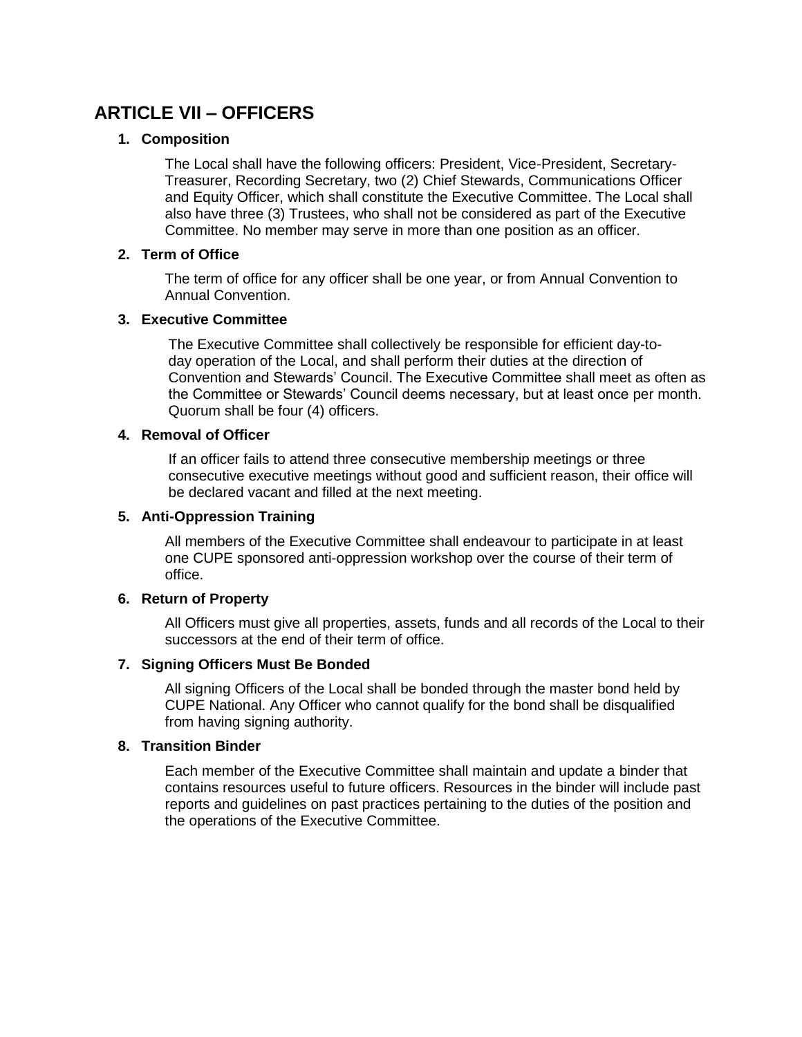## ARTICLE VII – OFFICERS

### 1. Composition

The Local shall have the following officers: President, Vice-President, Secretary-Treasurer, Recording Secretary, two (2) Chief Stewards, Communications Officer and Equity Officer, which shall constitute the Executive Committee. The Local shall also have three (3) Trustees, who shall not be considered as part of the Executive Committee. No member may serve in more than one position as an officer.

### 2. Term of Office

The term of office for any officer shall be one year, or from Annual Convention to Annual Convention.

### 3. Executive Committee

The Executive Committee shall collectively be responsible for efficient day-to-day operation of the Local, and shall perform their duties at the direction of Convention and Stewards' Council. The Executive Committee shall meet as often as the Committee or Stewards' Council deems necessary, but at least once per month. Quorum shall be four (4) officers.

### 4. Removal of Officer

If an officer fails to attend three consecutive membership meetings or three consecutive executive meetings without good and sufficient reason, their office will be declared vacant and filled at the next meeting.

### 5. Anti-Oppression Training

All members of the Executive Committee shall endeavour to participate in at least one CUPE sponsored anti-oppression workshop over the course of their term of office.

### 6. Return of Property

All Officers must give all properties, assets, funds and all records of the Local to their successors at the end of their term of office.

### 7. Signing Officers Must Be Bonded

All signing Officers of the Local shall be bonded through the master bond held by CUPE National. Any Officer who cannot qualify for the bond shall be disqualified from having signing authority.

### 8. Transition Binder

Each member of the Executive Committee shall maintain and update a binder that contains resources useful to future officers. Resources in the binder will include past reports and guidelines on past practices pertaining to the duties of the position and the operations of the Executive Committee.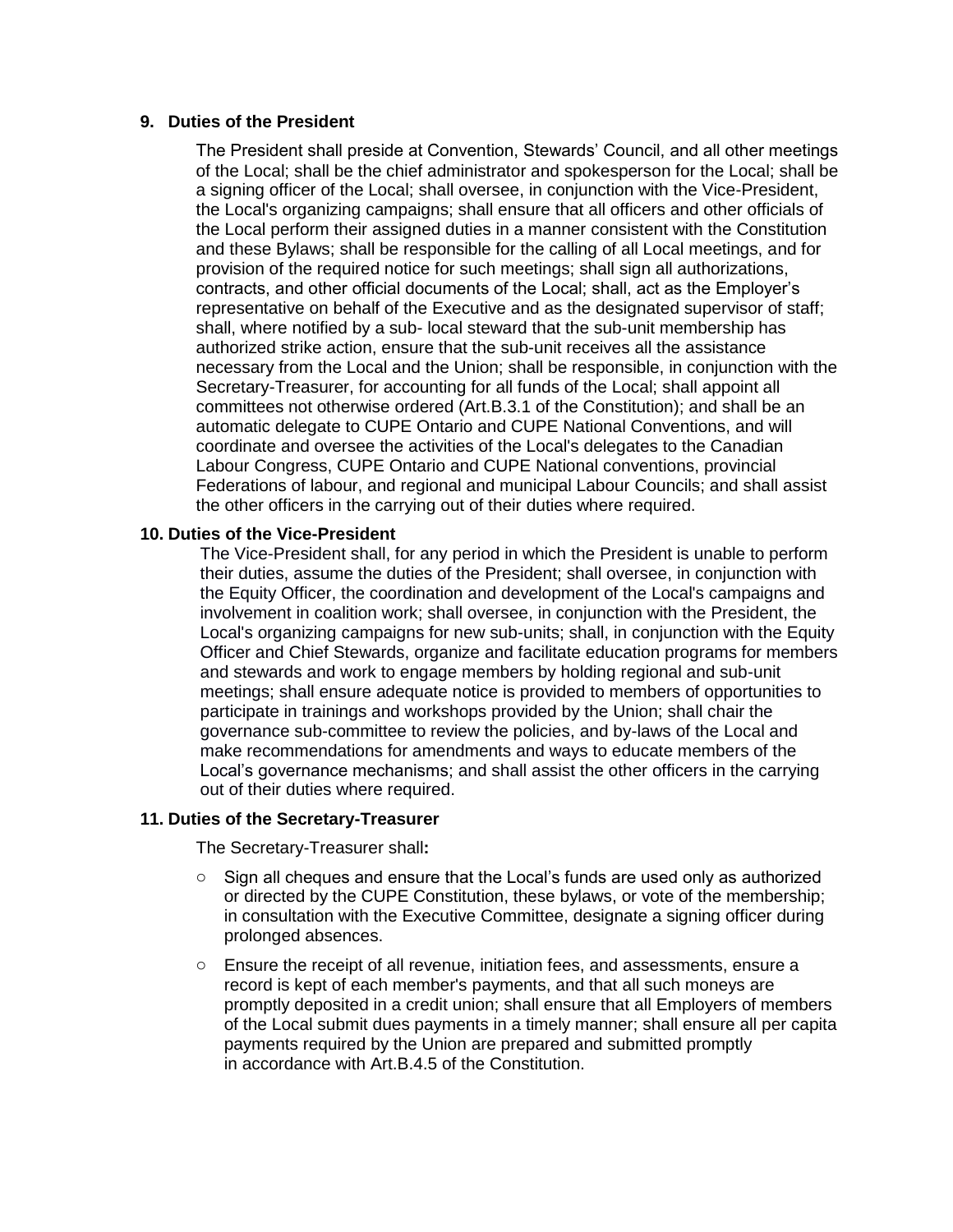**9. Duties of the President**

The President shall preside at Convention, Stewards' Council, and all other meetings of the Local; shall be the chief administrator and spokesperson for the Local; shall be a signing officer of the Local; shall oversee, in conjunction with the Vice-President, the Local's organizing campaigns; shall ensure that all officers and other officials of the Local perform their assigned duties in a manner consistent with the Constitution and these Bylaws; shall be responsible for the calling of all Local meetings, and for provision of the required notice for such meetings; shall sign all authorizations, contracts, and other official documents of the Local; shall, act as the Employer's representative on behalf of the Executive and as the designated supervisor of staff; shall, where notified by a sub- local steward that the sub-unit membership has authorized strike action, ensure that the sub-unit receives all the assistance necessary from the Local and the Union; shall be responsible, in conjunction with the Secretary-Treasurer, for accounting for all funds of the Local; shall appoint all committees not otherwise ordered (Art.B.3.1 of the Constitution); and shall be an automatic delegate to CUPE Ontario and CUPE National Conventions, and will coordinate and oversee the activities of the Local's delegates to the Canadian Labour Congress, CUPE Ontario and CUPE National conventions, provincial Federations of labour, and regional and municipal Labour Councils; and shall assist the other officers in the carrying out of their duties where required.

**10. Duties of the Vice-President**

The Vice-President shall, for any period in which the President is unable to perform their duties, assume the duties of the President; shall oversee, in conjunction with the Equity Officer, the coordination and development of the Local's campaigns and involvement in coalition work; shall oversee, in conjunction with the President, the Local's organizing campaigns for new sub-units; shall, in conjunction with the Equity Officer and Chief Stewards, organize and facilitate education programs for members and stewards and work to engage members by holding regional and sub-unit meetings; shall ensure adequate notice is provided to members of opportunities to participate in trainings and workshops provided by the Union; shall chair the governance sub-committee to review the policies, and by-laws of the Local and make recommendations for amendments and ways to educate members of the Local's governance mechanisms; and shall assist the other officers in the carrying out of their duties where required.

**11. Duties of the Secretary-Treasurer**

The Secretary-Treasurer shall**:**

- Sign all cheques and ensure that the Local's funds are used only as authorized or directed by the CUPE Constitution, these bylaws, or vote of the membership; in consultation with the Executive Committee, designate a signing officer during prolonged absences.
- Ensure the receipt of all revenue, initiation fees, and assessments, ensure a record is kept of each member's payments, and that all such moneys are promptly deposited in a credit union; shall ensure that all Employers of members of the Local submit dues payments in a timely manner; shall ensure all per capita payments required by the Union are prepared and submitted promptly in accordance with Art.B.4.5 of the Constitution.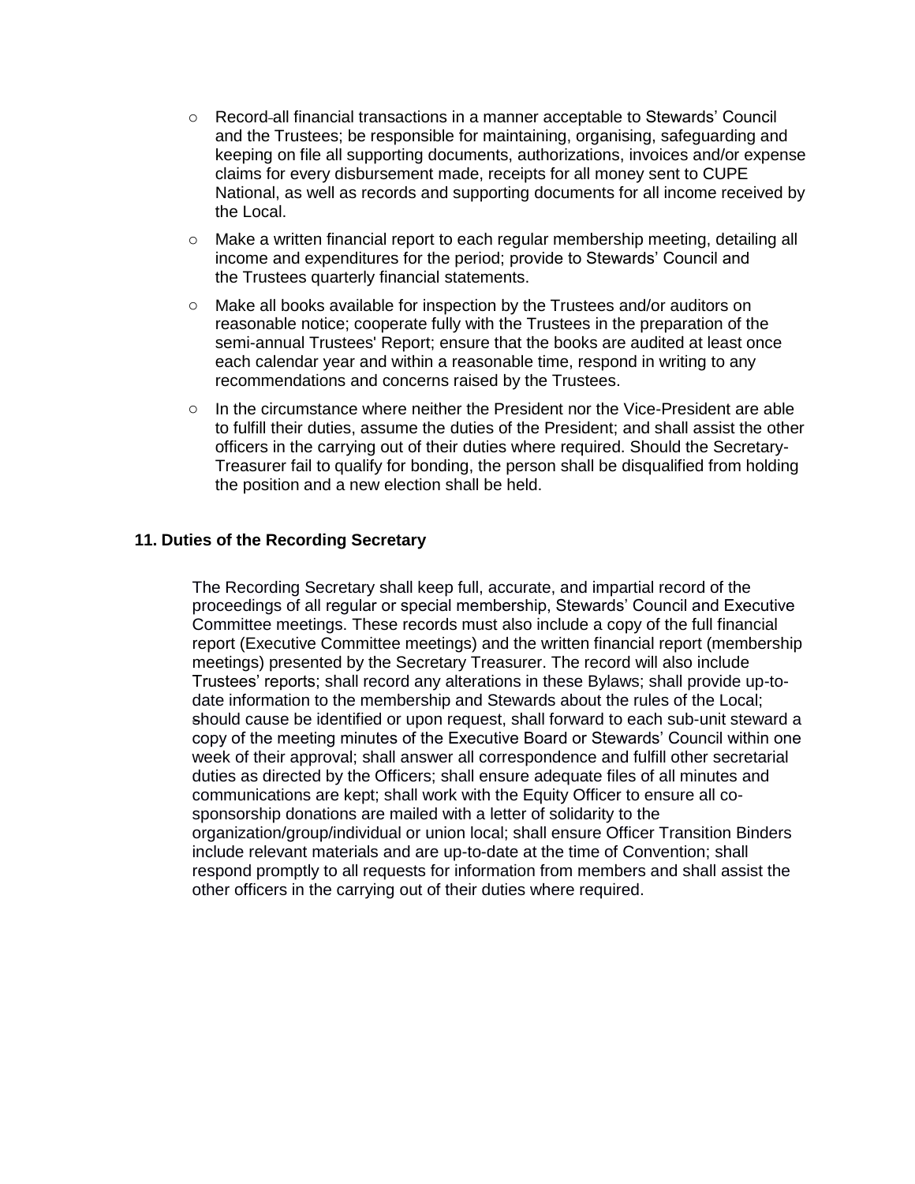- Record all financial transactions in a manner acceptable to Stewards' Council and the Trustees; be responsible for maintaining, organising, safeguarding and keeping on file all supporting documents, authorizations, invoices and/or expense claims for every disbursement made, receipts for all money sent to CUPE National, as well as records and supporting documents for all income received by the Local.
- Make a written financial report to each regular membership meeting, detailing all income and expenditures for the period; provide to Stewards' Council and the Trustees quarterly financial statements.
- Make all books available for inspection by the Trustees and/or auditors on reasonable notice; cooperate fully with the Trustees in the preparation of the semi-annual Trustees' Report; ensure that the books are audited at least once each calendar year and within a reasonable time, respond in writing to any recommendations and concerns raised by the Trustees.
- In the circumstance where neither the President nor the Vice-President are able to fulfill their duties, assume the duties of the President; and shall assist the other officers in the carrying out of their duties where required. Should the Secretary-Treasurer fail to qualify for bonding, the person shall be disqualified from holding the position and a new election shall be held.

### 11. Duties of the Recording Secretary

The Recording Secretary shall keep full, accurate, and impartial record of the proceedings of all regular or special membership, Stewards' Council and Executive Committee meetings. These records must also include a copy of the full financial report (Executive Committee meetings) and the written financial report (membership meetings) presented by the Secretary Treasurer. The record will also include Trustees' reports; shall record any alterations in these Bylaws; shall provide up-to-date information to the membership and Stewards about the rules of the Local; should cause be identified or upon request, shall forward to each sub-unit steward a copy of the meeting minutes of the Executive Board or Stewards' Council within one week of their approval; shall answer all correspondence and fulfill other secretarial duties as directed by the Officers; shall ensure adequate files of all minutes and communications are kept; shall work with the Equity Officer to ensure all co-sponsorship donations are mailed with a letter of solidarity to the organization/group/individual or union local; shall ensure Officer Transition Binders include relevant materials and are up-to-date at the time of Convention; shall respond promptly to all requests for information from members and shall assist the other officers in the carrying out of their duties where required.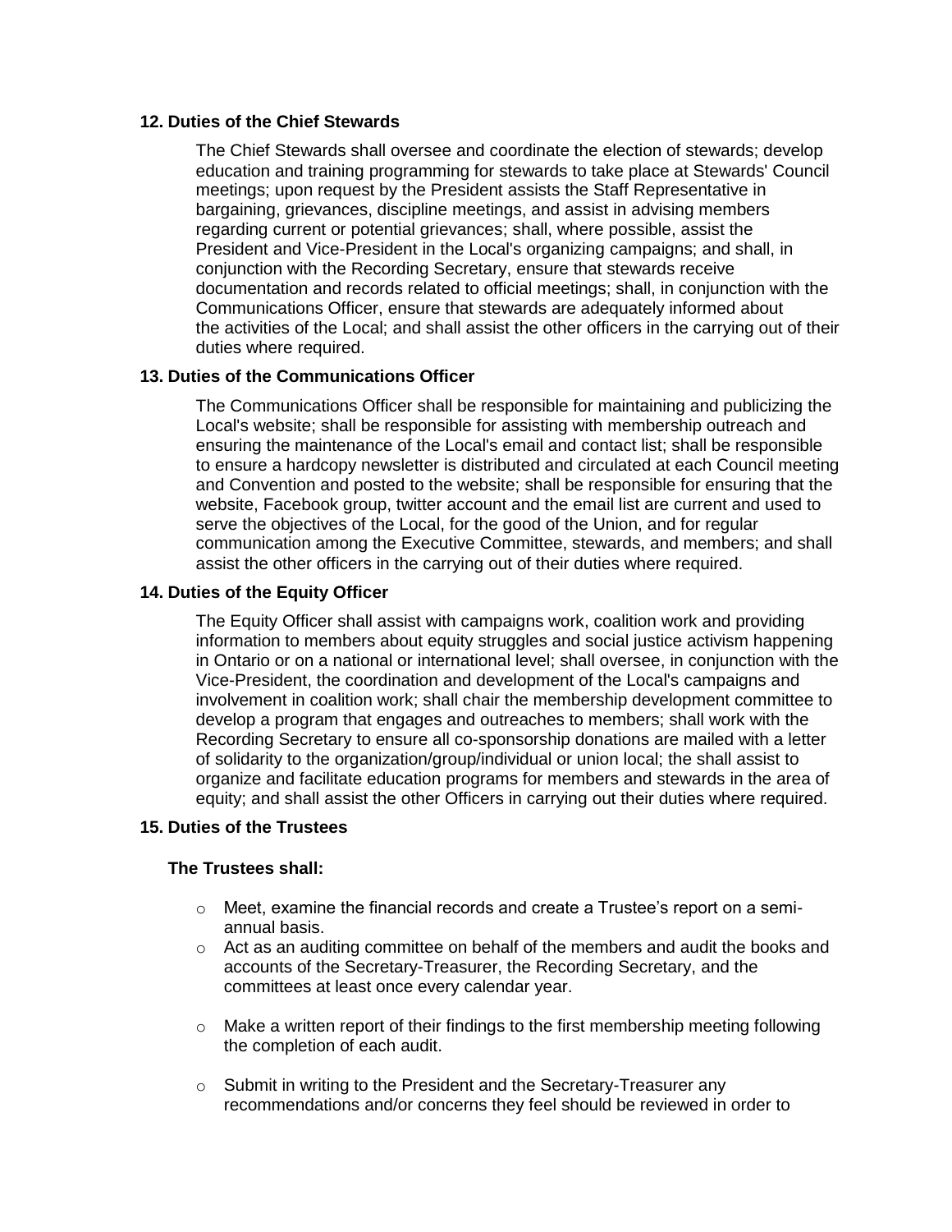### 12. Duties of the Chief Stewards

The Chief Stewards shall oversee and coordinate the election of stewards; develop education and training programming for stewards to take place at Stewards' Council meetings; upon request by the President assists the Staff Representative in bargaining, grievances, discipline meetings, and assist in advising members regarding current or potential grievances; shall, where possible, assist the President and Vice-President in the Local's organizing campaigns; and shall, in conjunction with the Recording Secretary, ensure that stewards receive documentation and records related to official meetings; shall, in conjunction with the Communications Officer, ensure that stewards are adequately informed about the activities of the Local; and shall assist the other officers in the carrying out of their duties where required.

### 13. Duties of the Communications Officer

The Communications Officer shall be responsible for maintaining and publicizing the Local's website; shall be responsible for assisting with membership outreach and ensuring the maintenance of the Local's email and contact list; shall be responsible to ensure a hardcopy newsletter is distributed and circulated at each Council meeting and Convention and posted to the website; shall be responsible for ensuring that the website, Facebook group, twitter account and the email list are current and used to serve the objectives of the Local, for the good of the Union, and for regular communication among the Executive Committee, stewards, and members; and shall assist the other officers in the carrying out of their duties where required.

### 14. Duties of the Equity Officer

The Equity Officer shall assist with campaigns work, coalition work and providing information to members about equity struggles and social justice activism happening in Ontario or on a national or international level; shall oversee, in conjunction with the Vice-President, the coordination and development of the Local's campaigns and involvement in coalition work; shall chair the membership development committee to develop a program that engages and outreaches to members; shall work with the Recording Secretary to ensure all co-sponsorship donations are mailed with a letter of solidarity to the organization/group/individual or union local; the shall assist to organize and facilitate education programs for members and stewards in the area of equity; and shall assist the other Officers in carrying out their duties where required.

### 15. Duties of the Trustees

**The Trustees shall:**

- Meet, examine the financial records and create a Trustee's report on a semi-annual basis.
- Act as an auditing committee on behalf of the members and audit the books and accounts of the Secretary-Treasurer, the Recording Secretary, and the committees at least once every calendar year.
- Make a written report of their findings to the first membership meeting following the completion of each audit.
- Submit in writing to the President and the Secretary-Treasurer any recommendations and/or concerns they feel should be reviewed in order to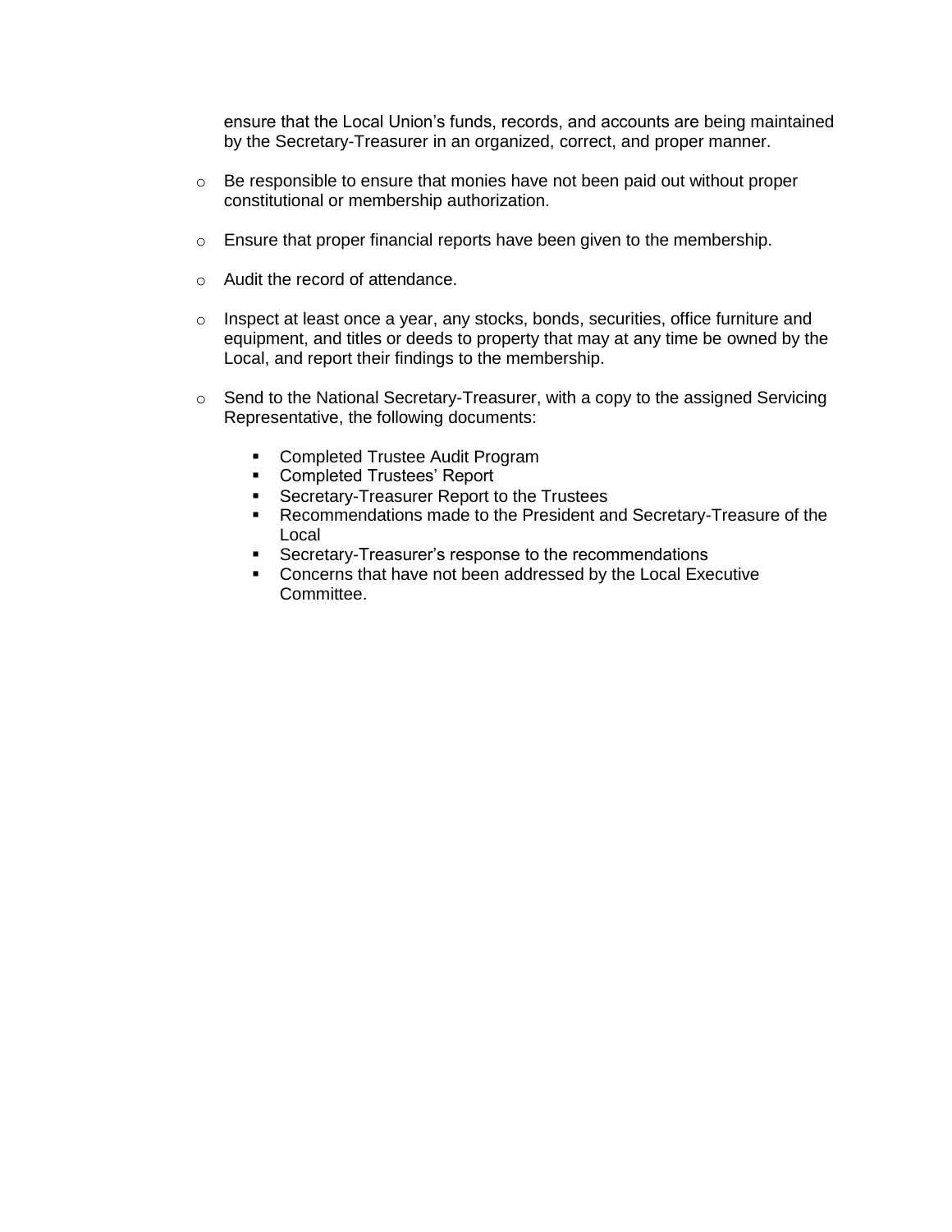ensure that the Local Union's funds, records, and accounts are being maintained by the Secretary-Treasurer in an organized, correct, and proper manner.

- Be responsible to ensure that monies have not been paid out without proper constitutional or membership authorization.

- Ensure that proper financial reports have been given to the membership.

- Audit the record of attendance.

- Inspect at least once a year, any stocks, bonds, securities, office furniture and equipment, and titles or deeds to property that may at any time be owned by the Local, and report their findings to the membership.

- Send to the National Secretary-Treasurer, with a copy to the assigned Servicing Representative, the following documents:

  - Completed Trustee Audit Program
  - Completed Trustees' Report
  - Secretary-Treasurer Report to the Trustees
  - Recommendations made to the President and Secretary-Treasure of the Local
  - Secretary-Treasurer's response to the recommendations
  - Concerns that have not been addressed by the Local Executive Committee.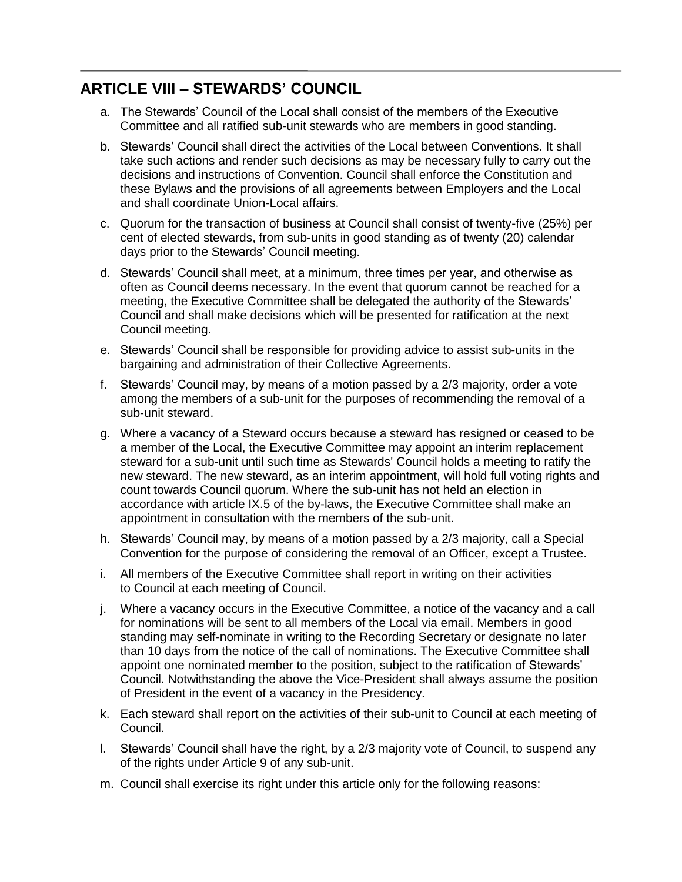## ARTICLE VIII – STEWARDS' COUNCIL

a. The Stewards' Council of the Local shall consist of the members of the Executive Committee and all ratified sub-unit stewards who are members in good standing.

b. Stewards' Council shall direct the activities of the Local between Conventions. It shall take such actions and render such decisions as may be necessary fully to carry out the decisions and instructions of Convention. Council shall enforce the Constitution and these Bylaws and the provisions of all agreements between Employers and the Local and shall coordinate Union-Local affairs.

c. Quorum for the transaction of business at Council shall consist of twenty-five (25%) per cent of elected stewards, from sub-units in good standing as of twenty (20) calendar days prior to the Stewards' Council meeting.

d. Stewards' Council shall meet, at a minimum, three times per year, and otherwise as often as Council deems necessary. In the event that quorum cannot be reached for a meeting, the Executive Committee shall be delegated the authority of the Stewards' Council and shall make decisions which will be presented for ratification at the next Council meeting.

e. Stewards' Council shall be responsible for providing advice to assist sub-units in the bargaining and administration of their Collective Agreements.

f. Stewards' Council may, by means of a motion passed by a 2/3 majority, order a vote among the members of a sub-unit for the purposes of recommending the removal of a sub-unit steward.

g. Where a vacancy of a Steward occurs because a steward has resigned or ceased to be a member of the Local, the Executive Committee may appoint an interim replacement steward for a sub-unit until such time as Stewards' Council holds a meeting to ratify the new steward. The new steward, as an interim appointment, will hold full voting rights and count towards Council quorum. Where the sub-unit has not held an election in accordance with article IX.5 of the by-laws, the Executive Committee shall make an appointment in consultation with the members of the sub-unit.

h. Stewards' Council may, by means of a motion passed by a 2/3 majority, call a Special Convention for the purpose of considering the removal of an Officer, except a Trustee.

i. All members of the Executive Committee shall report in writing on their activities to Council at each meeting of Council.

j. Where a vacancy occurs in the Executive Committee, a notice of the vacancy and a call for nominations will be sent to all members of the Local via email. Members in good standing may self-nominate in writing to the Recording Secretary or designate no later than 10 days from the notice of the call of nominations. The Executive Committee shall appoint one nominated member to the position, subject to the ratification of Stewards' Council. Notwithstanding the above the Vice-President shall always assume the position of President in the event of a vacancy in the Presidency.

k. Each steward shall report on the activities of their sub-unit to Council at each meeting of Council.

l. Stewards' Council shall have the right, by a 2/3 majority vote of Council, to suspend any of the rights under Article 9 of any sub-unit.

m. Council shall exercise its right under this article only for the following reasons: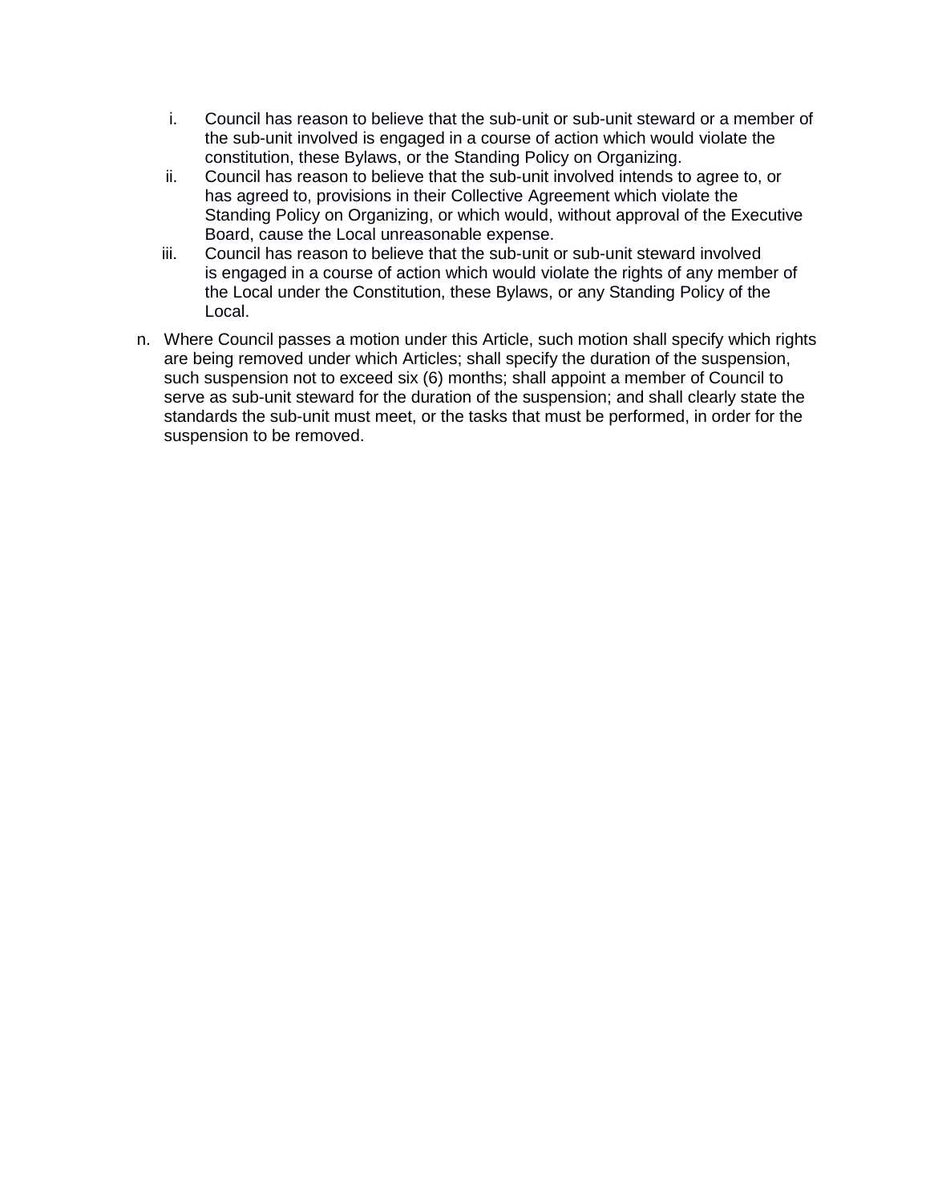i. Council has reason to believe that the sub-unit or sub-unit steward or a member of the sub-unit involved is engaged in a course of action which would violate the constitution, these Bylaws, or the Standing Policy on Organizing.
   ii. Council has reason to believe that the sub-unit involved intends to agree to, or has agreed to, provisions in their Collective Agreement which violate the Standing Policy on Organizing, or which would, without approval of the Executive Board, cause the Local unreasonable expense.
   iii. Council has reason to believe that the sub-unit or sub-unit steward involved is engaged in a course of action which would violate the rights of any member of the Local under the Constitution, these Bylaws, or any Standing Policy of the Local.

n. Where Council passes a motion under this Article, such motion shall specify which rights are being removed under which Articles; shall specify the duration of the suspension, such suspension not to exceed six (6) months; shall appoint a member of Council to serve as sub-unit steward for the duration of the suspension; and shall clearly state the standards the sub-unit must meet, or the tasks that must be performed, in order for the suspension to be removed.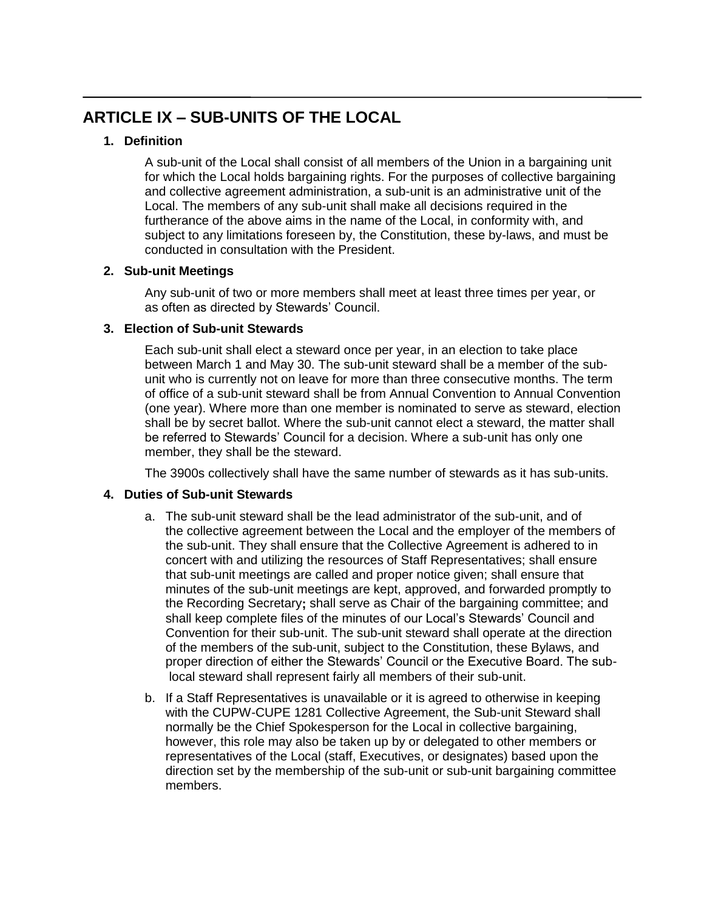## ARTICLE IX – SUB-UNITS OF THE LOCAL

**1. Definition**

A sub-unit of the Local shall consist of all members of the Union in a bargaining unit for which the Local holds bargaining rights. For the purposes of collective bargaining and collective agreement administration, a sub-unit is an administrative unit of the Local. The members of any sub-unit shall make all decisions required in the furtherance of the above aims in the name of the Local, in conformity with, and subject to any limitations foreseen by, the Constitution, these by-laws, and must be conducted in consultation with the President.

**2. Sub-unit Meetings**

Any sub-unit of two or more members shall meet at least three times per year, or as often as directed by Stewards' Council.

**3. Election of Sub-unit Stewards**

Each sub-unit shall elect a steward once per year, in an election to take place between March 1 and May 30. The sub-unit steward shall be a member of the sub-unit who is currently not on leave for more than three consecutive months. The term of office of a sub-unit steward shall be from Annual Convention to Annual Convention (one year). Where more than one member is nominated to serve as steward, election shall be by secret ballot. Where the sub-unit cannot elect a steward, the matter shall be referred to Stewards' Council for a decision. Where a sub-unit has only one member, they shall be the steward.

The 3900s collectively shall have the same number of stewards as it has sub-units.

**4. Duties of Sub-unit Stewards**

a. The sub-unit steward shall be the lead administrator of the sub-unit, and of the collective agreement between the Local and the employer of the members of the sub-unit. They shall ensure that the Collective Agreement is adhered to in concert with and utilizing the resources of Staff Representatives; shall ensure that sub-unit meetings are called and proper notice given; shall ensure that minutes of the sub-unit meetings are kept, approved, and forwarded promptly to the Recording Secretary**;** shall serve as Chair of the bargaining committee; and shall keep complete files of the minutes of our Local's Stewards' Council and Convention for their sub-unit. The sub-unit steward shall operate at the direction of the members of the sub-unit, subject to the Constitution, these Bylaws, and proper direction of either the Stewards' Council or the Executive Board. The sub-local steward shall represent fairly all members of their sub-unit.

b. If a Staff Representatives is unavailable or it is agreed to otherwise in keeping with the CUPW-CUPE 1281 Collective Agreement, the Sub-unit Steward shall normally be the Chief Spokesperson for the Local in collective bargaining, however, this role may also be taken up by or delegated to other members or representatives of the Local (staff, Executives, or designates) based upon the direction set by the membership of the sub-unit or sub-unit bargaining committee members.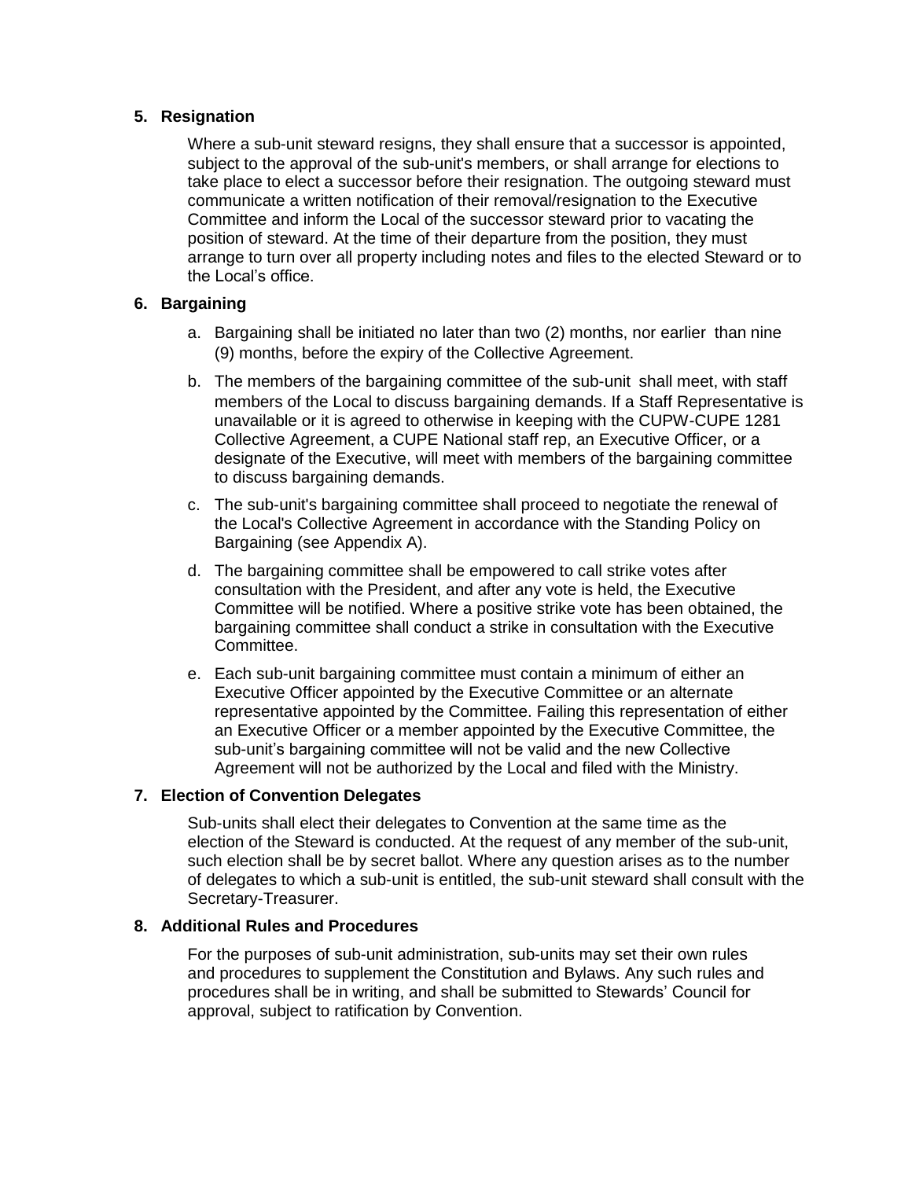**5. Resignation**

Where a sub-unit steward resigns, they shall ensure that a successor is appointed, subject to the approval of the sub-unit's members, or shall arrange for elections to take place to elect a successor before their resignation. The outgoing steward must communicate a written notification of their removal/resignation to the Executive Committee and inform the Local of the successor steward prior to vacating the position of steward. At the time of their departure from the position, they must arrange to turn over all property including notes and files to the elected Steward or to the Local's office.

**6. Bargaining**

a. Bargaining shall be initiated no later than two (2) months, nor earlier than nine (9) months, before the expiry of the Collective Agreement.

b. The members of the bargaining committee of the sub-unit shall meet, with staff members of the Local to discuss bargaining demands. If a Staff Representative is unavailable or it is agreed to otherwise in keeping with the CUPW-CUPE 1281 Collective Agreement, a CUPE National staff rep, an Executive Officer, or a designate of the Executive, will meet with members of the bargaining committee to discuss bargaining demands.

c. The sub-unit's bargaining committee shall proceed to negotiate the renewal of the Local's Collective Agreement in accordance with the Standing Policy on Bargaining (see Appendix A).

d. The bargaining committee shall be empowered to call strike votes after consultation with the President, and after any vote is held, the Executive Committee will be notified. Where a positive strike vote has been obtained, the bargaining committee shall conduct a strike in consultation with the Executive Committee.

e. Each sub-unit bargaining committee must contain a minimum of either an Executive Officer appointed by the Executive Committee or an alternate representative appointed by the Committee. Failing this representation of either an Executive Officer or a member appointed by the Executive Committee, the sub-unit's bargaining committee will not be valid and the new Collective Agreement will not be authorized by the Local and filed with the Ministry.

**7. Election of Convention Delegates**

Sub-units shall elect their delegates to Convention at the same time as the election of the Steward is conducted. At the request of any member of the sub-unit, such election shall be by secret ballot. Where any question arises as to the number of delegates to which a sub-unit is entitled, the sub-unit steward shall consult with the Secretary-Treasurer.

**8. Additional Rules and Procedures**

For the purposes of sub-unit administration, sub-units may set their own rules and procedures to supplement the Constitution and Bylaws. Any such rules and procedures shall be in writing, and shall be submitted to Stewards' Council for approval, subject to ratification by Convention.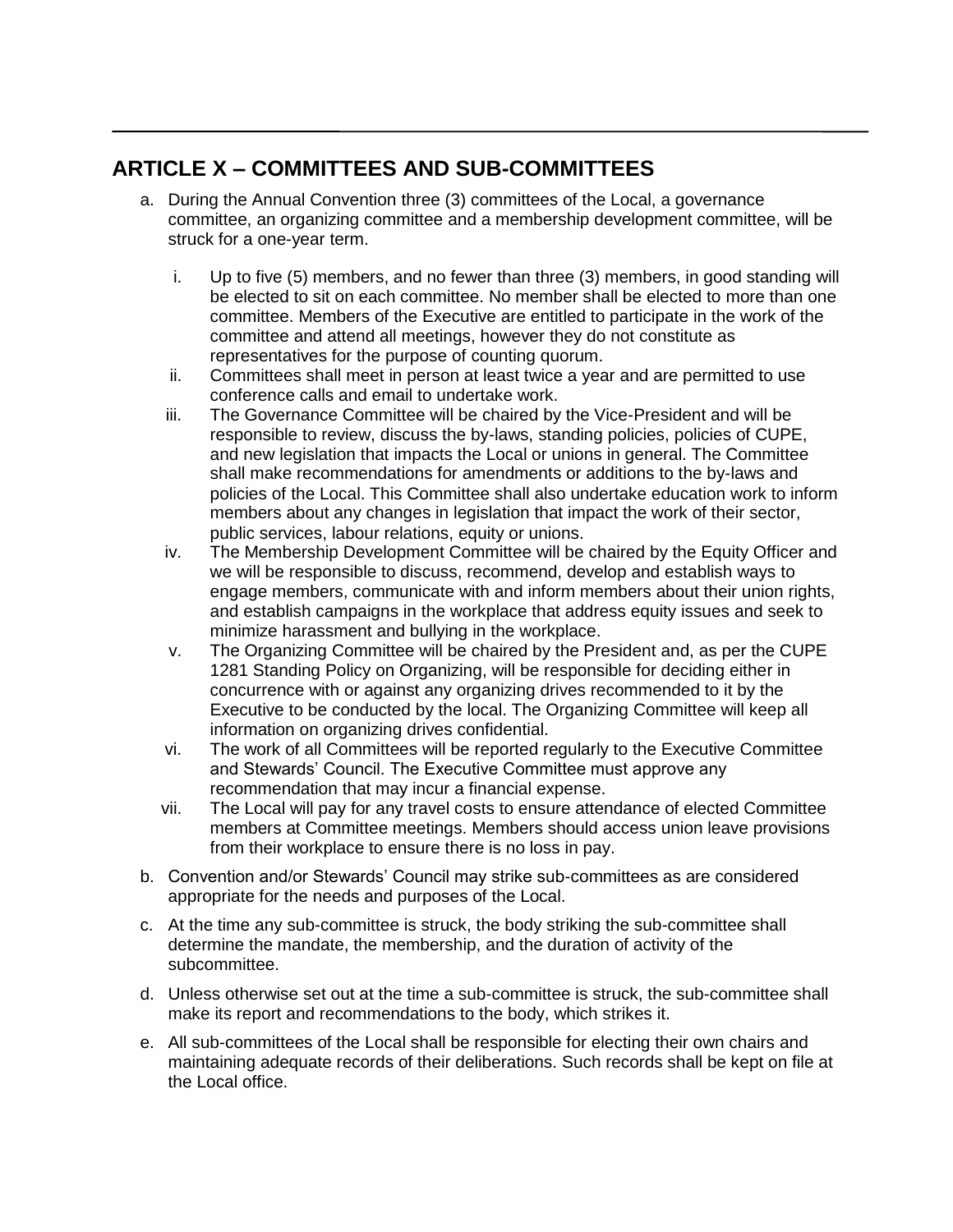## ARTICLE X – COMMITTEES AND SUB-COMMITTEES

a. During the Annual Convention three (3) committees of the Local, a governance committee, an organizing committee and a membership development committee, will be struck for a one-year term.

   i. Up to five (5) members, and no fewer than three (3) members, in good standing will be elected to sit on each committee. No member shall be elected to more than one committee. Members of the Executive are entitled to participate in the work of the committee and attend all meetings, however they do not constitute as representatives for the purpose of counting quorum.
   ii. Committees shall meet in person at least twice a year and are permitted to use conference calls and email to undertake work.
   iii. The Governance Committee will be chaired by the Vice-President and will be responsible to review, discuss the by-laws, standing policies, policies of CUPE, and new legislation that impacts the Local or unions in general. The Committee shall make recommendations for amendments or additions to the by-laws and policies of the Local. This Committee shall also undertake education work to inform members about any changes in legislation that impact the work of their sector, public services, labour relations, equity or unions.
   iv. The Membership Development Committee will be chaired by the Equity Officer and we will be responsible to discuss, recommend, develop and establish ways to engage members, communicate with and inform members about their union rights, and establish campaigns in the workplace that address equity issues and seek to minimize harassment and bullying in the workplace.
   v. The Organizing Committee will be chaired by the President and, as per the CUPE 1281 Standing Policy on Organizing, will be responsible for deciding either in concurrence with or against any organizing drives recommended to it by the Executive to be conducted by the local. The Organizing Committee will keep all information on organizing drives confidential.
   vi. The work of all Committees will be reported regularly to the Executive Committee and Stewards' Council. The Executive Committee must approve any recommendation that may incur a financial expense.
   vii. The Local will pay for any travel costs to ensure attendance of elected Committee members at Committee meetings. Members should access union leave provisions from their workplace to ensure there is no loss in pay.

b. Convention and/or Stewards' Council may strike sub-committees as are considered appropriate for the needs and purposes of the Local.

c. At the time any sub-committee is struck, the body striking the sub-committee shall determine the mandate, the membership, and the duration of activity of the subcommittee.

d. Unless otherwise set out at the time a sub-committee is struck, the sub-committee shall make its report and recommendations to the body, which strikes it.

e. All sub-committees of the Local shall be responsible for electing their own chairs and maintaining adequate records of their deliberations. Such records shall be kept on file at the Local office.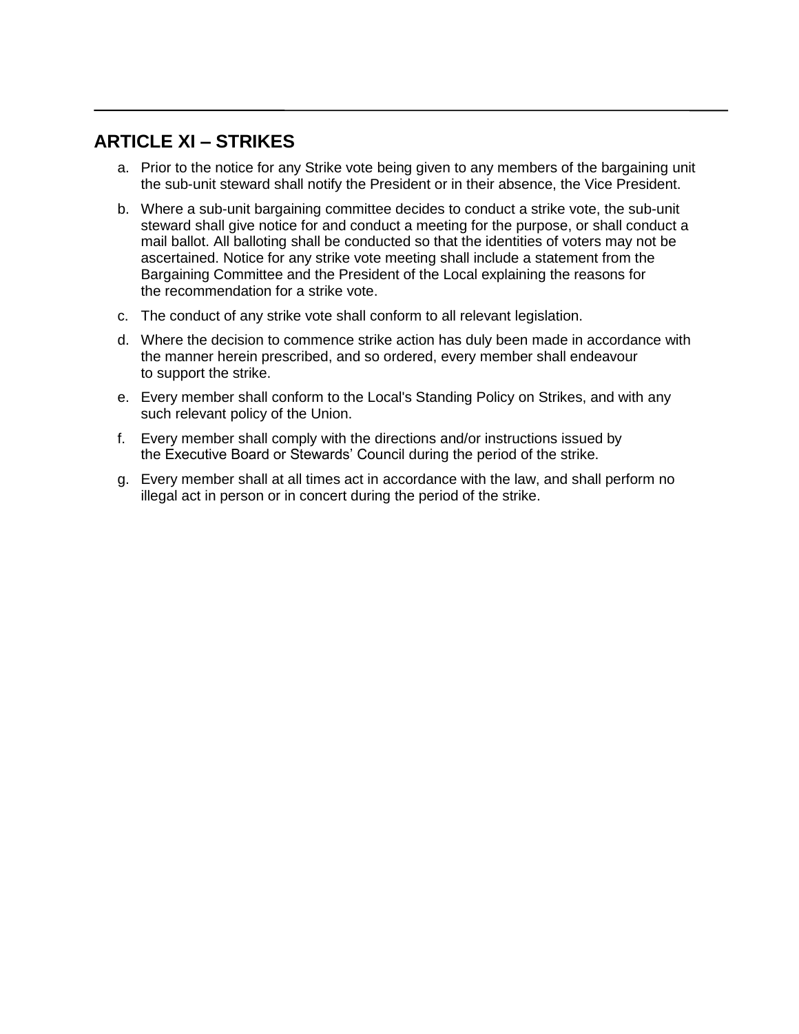## ARTICLE XI – STRIKES

a. Prior to the notice for any Strike vote being given to any members of the bargaining unit the sub-unit steward shall notify the President or in their absence, the Vice President.

b. Where a sub-unit bargaining committee decides to conduct a strike vote, the sub-unit steward shall give notice for and conduct a meeting for the purpose, or shall conduct a mail ballot. All balloting shall be conducted so that the identities of voters may not be ascertained. Notice for any strike vote meeting shall include a statement from the Bargaining Committee and the President of the Local explaining the reasons for the recommendation for a strike vote.

c. The conduct of any strike vote shall conform to all relevant legislation.

d. Where the decision to commence strike action has duly been made in accordance with the manner herein prescribed, and so ordered, every member shall endeavour to support the strike.

e. Every member shall conform to the Local's Standing Policy on Strikes, and with any such relevant policy of the Union.

f. Every member shall comply with the directions and/or instructions issued by the Executive Board or Stewards' Council during the period of the strike.

g. Every member shall at all times act in accordance with the law, and shall perform no illegal act in person or in concert during the period of the strike.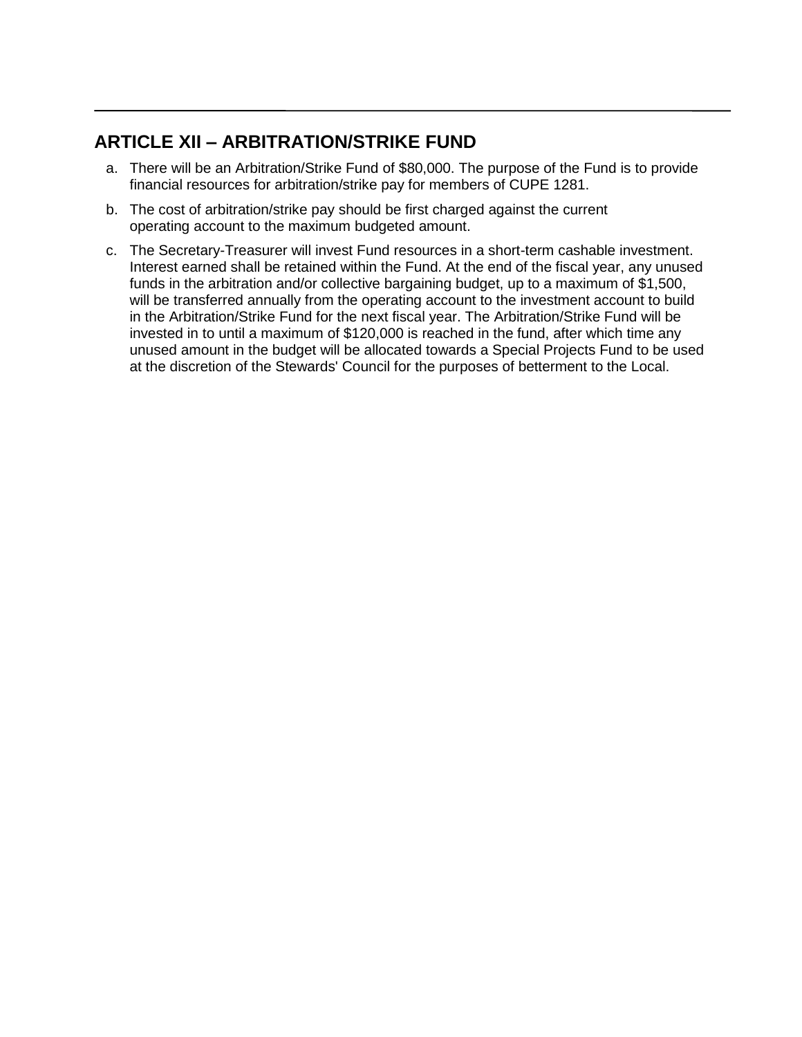## ARTICLE XII – ARBITRATION/STRIKE FUND

a. There will be an Arbitration/Strike Fund of $80,000. The purpose of the Fund is to provide financial resources for arbitration/strike pay for members of CUPE 1281.

b. The cost of arbitration/strike pay should be first charged against the current operating account to the maximum budgeted amount.

c. The Secretary-Treasurer will invest Fund resources in a short-term cashable investment. Interest earned shall be retained within the Fund. At the end of the fiscal year, any unused funds in the arbitration and/or collective bargaining budget, up to a maximum of $1,500, will be transferred annually from the operating account to the investment account to build in the Arbitration/Strike Fund for the next fiscal year. The Arbitration/Strike Fund will be invested in to until a maximum of $120,000 is reached in the fund, after which time any unused amount in the budget will be allocated towards a Special Projects Fund to be used at the discretion of the Stewards' Council for the purposes of betterment to the Local.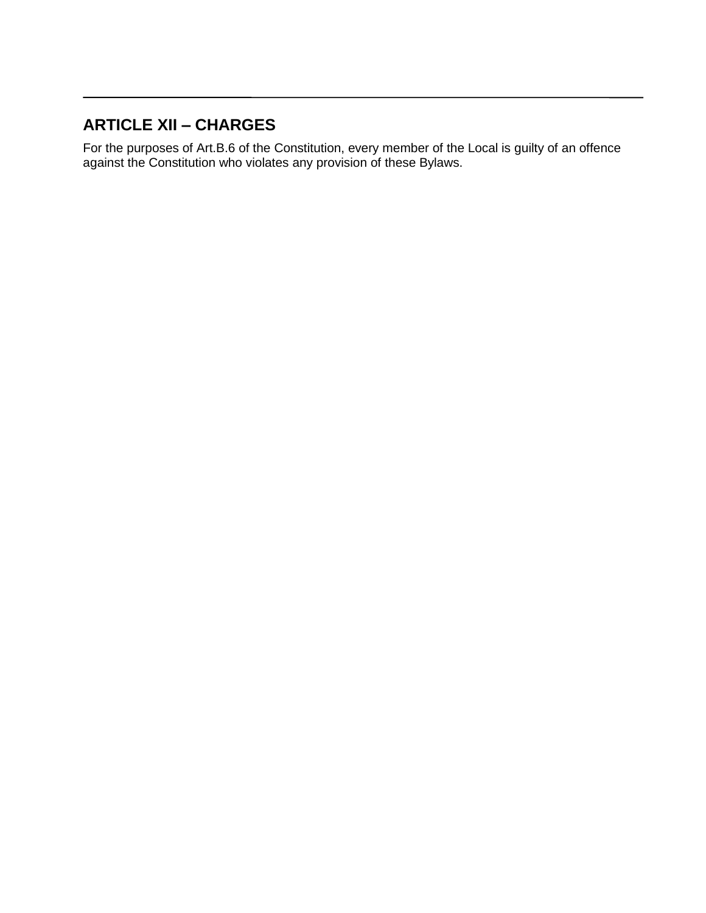## ARTICLE XII – CHARGES

For the purposes of Art.B.6 of the Constitution, every member of the Local is guilty of an offence against the Constitution who violates any provision of these Bylaws.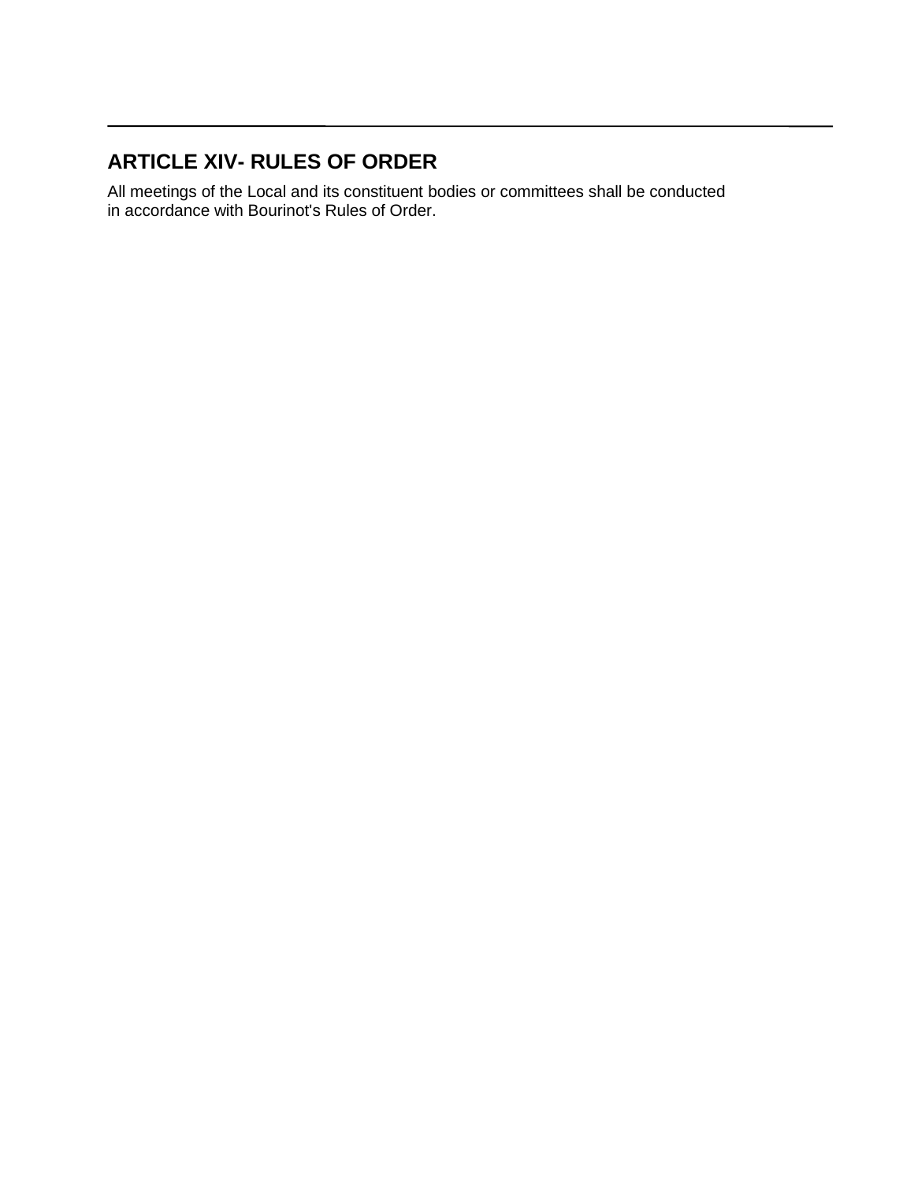## ARTICLE XIV- RULES OF ORDER

All meetings of the Local and its constituent bodies or committees shall be conducted in accordance with Bourinot's Rules of Order.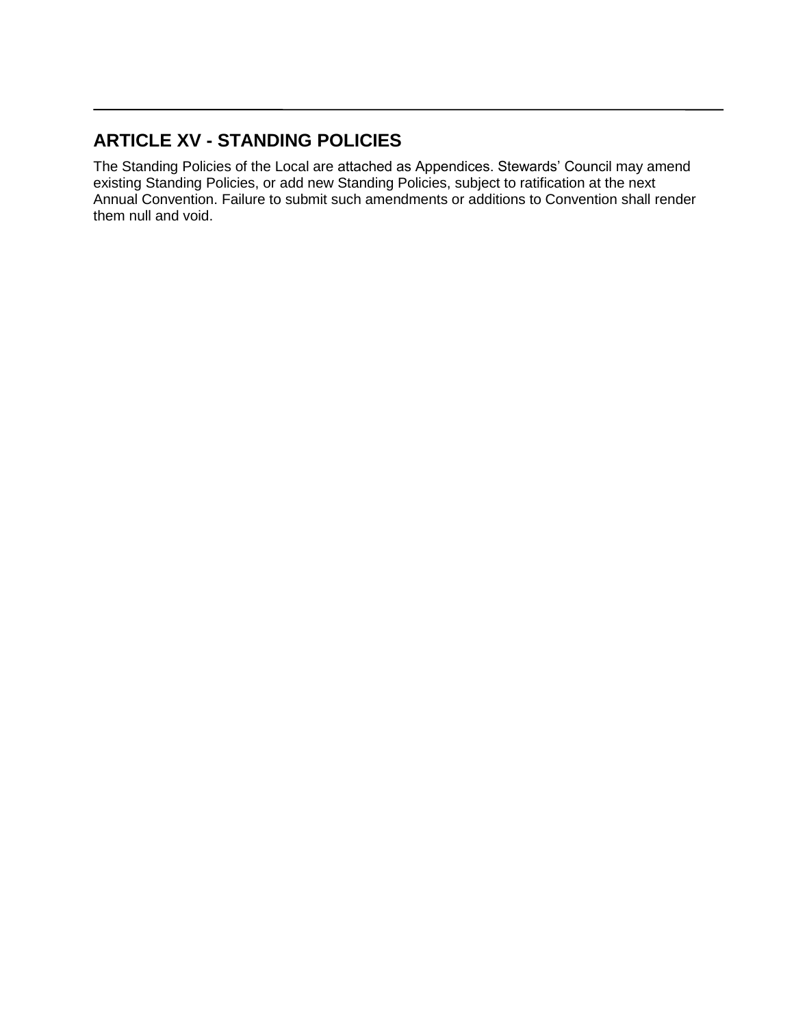## ARTICLE XV - STANDING POLICIES

The Standing Policies of the Local are attached as Appendices. Stewards' Council may amend existing Standing Policies, or add new Standing Policies, subject to ratification at the next Annual Convention. Failure to submit such amendments or additions to Convention shall render them null and void.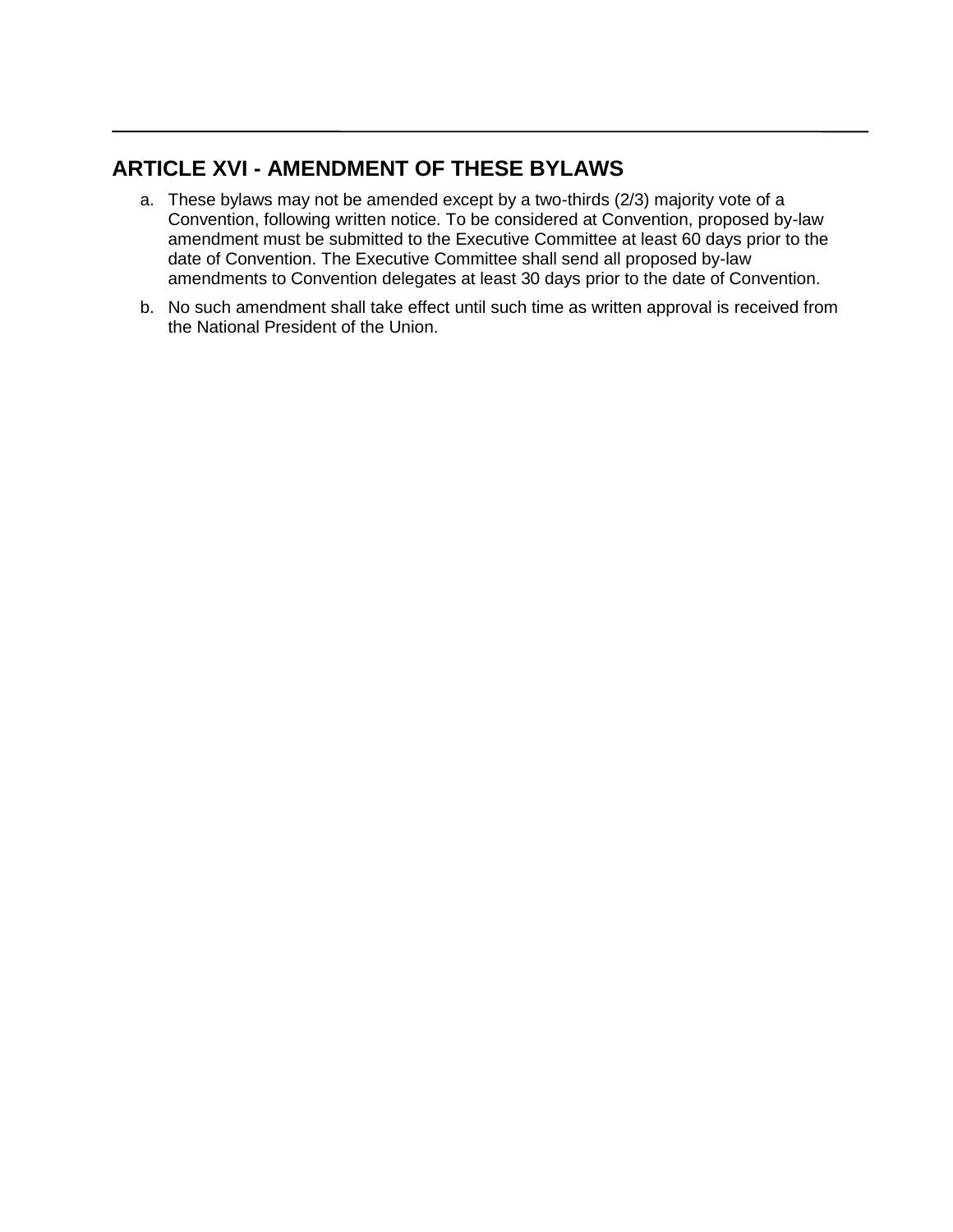## ARTICLE XVI - AMENDMENT OF THESE BYLAWS

a. These bylaws may not be amended except by a two-thirds (2/3) majority vote of a Convention, following written notice. To be considered at Convention, proposed by-law amendment must be submitted to the Executive Committee at least 60 days prior to the date of Convention. The Executive Committee shall send all proposed by-law amendments to Convention delegates at least 30 days prior to the date of Convention.

b. No such amendment shall take effect until such time as written approval is received from the National President of the Union.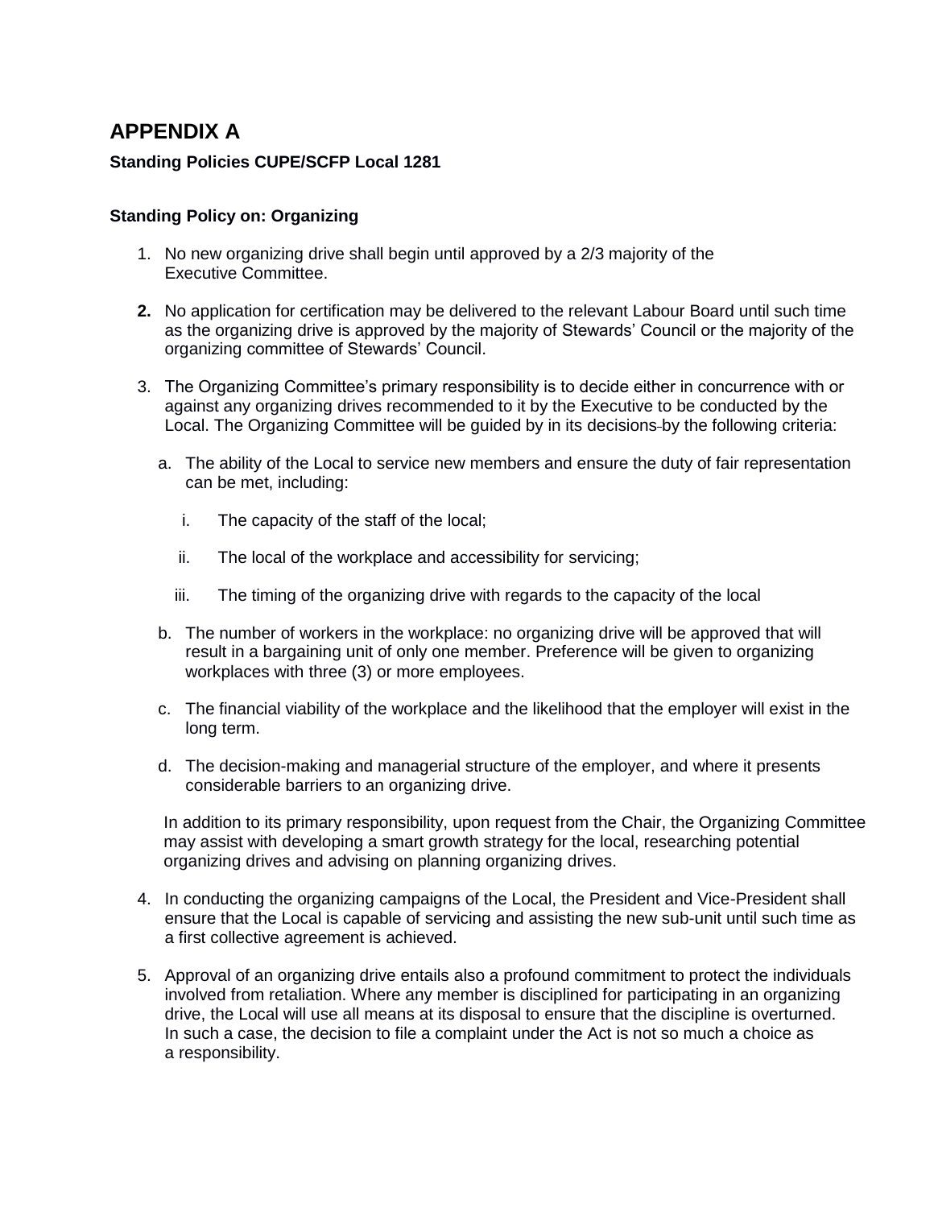# APPENDIX A

**Standing Policies CUPE/SCFP Local 1281**

**Standing Policy on: Organizing**

1. No new organizing drive shall begin until approved by a 2/3 majority of the Executive Committee.

2. No application for certification may be delivered to the relevant Labour Board until such time as the organizing drive is approved by the majority of Stewards' Council or the majority of the organizing committee of Stewards' Council.

3. The Organizing Committee's primary responsibility is to decide either in concurrence with or against any organizing drives recommended to it by the Executive to be conducted by the Local. The Organizing Committee will be guided by in its decisions by the following criteria:

   a. The ability of the Local to service new members and ensure the duty of fair representation can be met, including:

      i. The capacity of the staff of the local;

      ii. The local of the workplace and accessibility for servicing;

      iii. The timing of the organizing drive with regards to the capacity of the local

   b. The number of workers in the workplace: no organizing drive will be approved that will result in a bargaining unit of only one member. Preference will be given to organizing workplaces with three (3) or more employees.

   c. The financial viability of the workplace and the likelihood that the employer will exist in the long term.

   d. The decision-making and managerial structure of the employer, and where it presents considerable barriers to an organizing drive.

   In addition to its primary responsibility, upon request from the Chair, the Organizing Committee may assist with developing a smart growth strategy for the local, researching potential organizing drives and advising on planning organizing drives.

4. In conducting the organizing campaigns of the Local, the President and Vice-President shall ensure that the Local is capable of servicing and assisting the new sub-unit until such time as a first collective agreement is achieved.

5. Approval of an organizing drive entails also a profound commitment to protect the individuals involved from retaliation. Where any member is disciplined for participating in an organizing drive, the Local will use all means at its disposal to ensure that the discipline is overturned. In such a case, the decision to file a complaint under the Act is not so much a choice as a responsibility.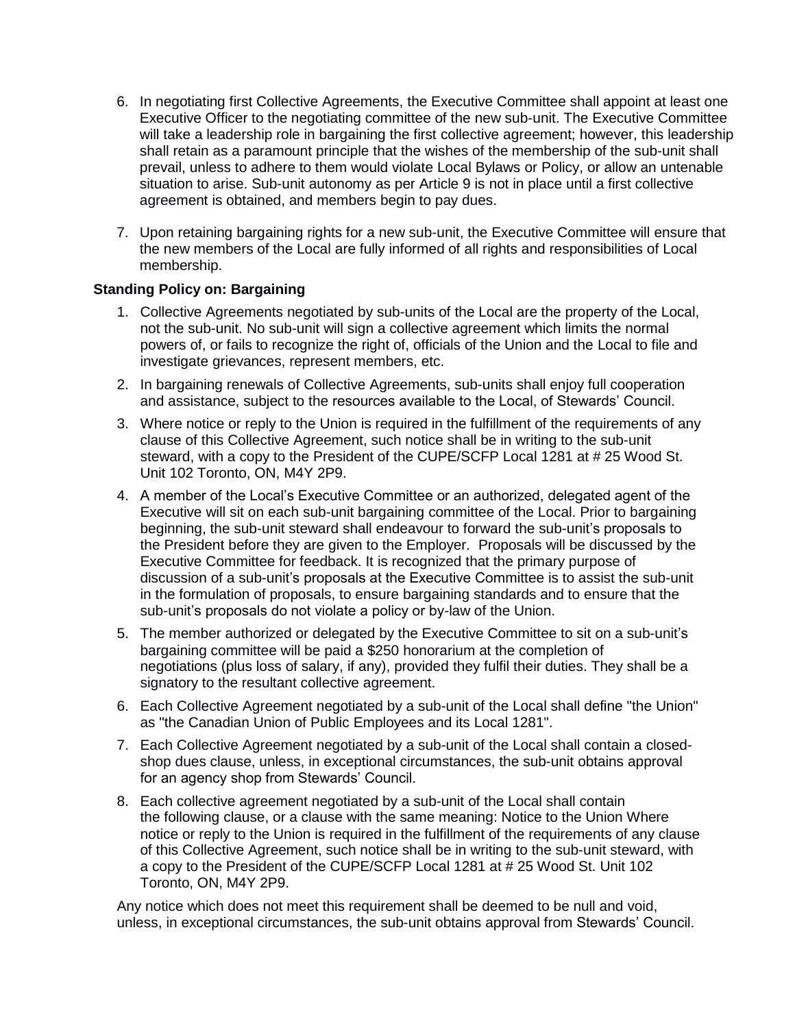6. In negotiating first Collective Agreements, the Executive Committee shall appoint at least one Executive Officer to the negotiating committee of the new sub-unit. The Executive Committee will take a leadership role in bargaining the first collective agreement; however, this leadership shall retain as a paramount principle that the wishes of the membership of the sub-unit shall prevail, unless to adhere to them would violate Local Bylaws or Policy, or allow an untenable situation to arise. Sub-unit autonomy as per Article 9 is not in place until a first collective agreement is obtained, and members begin to pay dues.

7. Upon retaining bargaining rights for a new sub-unit, the Executive Committee will ensure that the new members of the Local are fully informed of all rights and responsibilities of Local membership.

**Standing Policy on: Bargaining**

1. Collective Agreements negotiated by sub-units of the Local are the property of the Local, not the sub-unit. No sub-unit will sign a collective agreement which limits the normal powers of, or fails to recognize the right of, officials of the Union and the Local to file and investigate grievances, represent members, etc.

2. In bargaining renewals of Collective Agreements, sub-units shall enjoy full cooperation and assistance, subject to the resources available to the Local, of Stewards' Council.

3. Where notice or reply to the Union is required in the fulfillment of the requirements of any clause of this Collective Agreement, such notice shall be in writing to the sub-unit steward, with a copy to the President of the CUPE/SCFP Local 1281 at # 25 Wood St. Unit 102 Toronto, ON, M4Y 2P9.

4. A member of the Local's Executive Committee or an authorized, delegated agent of the Executive will sit on each sub-unit bargaining committee of the Local. Prior to bargaining beginning, the sub-unit steward shall endeavour to forward the sub-unit's proposals to the President before they are given to the Employer. Proposals will be discussed by the Executive Committee for feedback. It is recognized that the primary purpose of discussion of a sub-unit's proposals at the Executive Committee is to assist the sub-unit in the formulation of proposals, to ensure bargaining standards and to ensure that the sub-unit's proposals do not violate a policy or by-law of the Union.

5. The member authorized or delegated by the Executive Committee to sit on a sub-unit's bargaining committee will be paid a $250 honorarium at the completion of negotiations (plus loss of salary, if any), provided they fulfil their duties. They shall be a signatory to the resultant collective agreement.

6. Each Collective Agreement negotiated by a sub-unit of the Local shall define "the Union" as "the Canadian Union of Public Employees and its Local 1281".

7. Each Collective Agreement negotiated by a sub-unit of the Local shall contain a closed-shop dues clause, unless, in exceptional circumstances, the sub-unit obtains approval for an agency shop from Stewards' Council.

8. Each collective agreement negotiated by a sub-unit of the Local shall contain the following clause, or a clause with the same meaning: Notice to the Union Where notice or reply to the Union is required in the fulfillment of the requirements of any clause of this Collective Agreement, such notice shall be in writing to the sub-unit steward, with a copy to the President of the CUPE/SCFP Local 1281 at # 25 Wood St. Unit 102 Toronto, ON, M4Y 2P9.

Any notice which does not meet this requirement shall be deemed to be null and void, unless, in exceptional circumstances, the sub-unit obtains approval from Stewards' Council.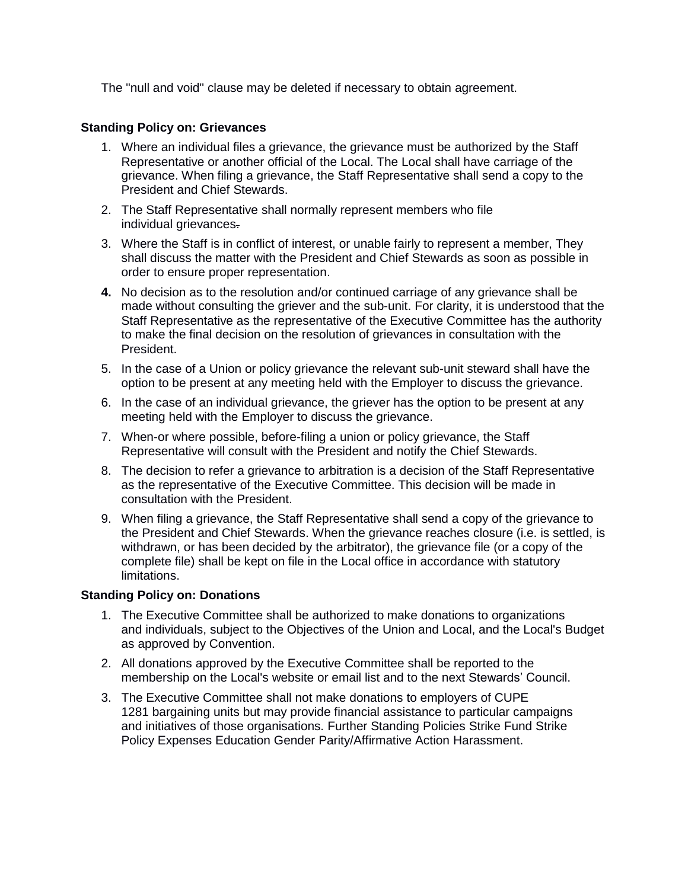The "null and void" clause may be deleted if necessary to obtain agreement.

**Standing Policy on: Grievances**

1. Where an individual files a grievance, the grievance must be authorized by the Staff Representative or another official of the Local. The Local shall have carriage of the grievance. When filing a grievance, the Staff Representative shall send a copy to the President and Chief Stewards.
2. The Staff Representative shall normally represent members who file individual grievances.
3. Where the Staff is in conflict of interest, or unable fairly to represent a member, They shall discuss the matter with the President and Chief Stewards as soon as possible in order to ensure proper representation.
4. No decision as to the resolution and/or continued carriage of any grievance shall be made without consulting the griever and the sub-unit. For clarity, it is understood that the Staff Representative as the representative of the Executive Committee has the authority to make the final decision on the resolution of grievances in consultation with the President.
5. In the case of a Union or policy grievance the relevant sub-unit steward shall have the option to be present at any meeting held with the Employer to discuss the grievance.
6. In the case of an individual grievance, the griever has the option to be present at any meeting held with the Employer to discuss the grievance.
7. When-or where possible, before-filing a union or policy grievance, the Staff Representative will consult with the President and notify the Chief Stewards.
8. The decision to refer a grievance to arbitration is a decision of the Staff Representative as the representative of the Executive Committee. This decision will be made in consultation with the President.
9. When filing a grievance, the Staff Representative shall send a copy of the grievance to the President and Chief Stewards. When the grievance reaches closure (i.e. is settled, is withdrawn, or has been decided by the arbitrator), the grievance file (or a copy of the complete file) shall be kept on file in the Local office in accordance with statutory limitations.

**Standing Policy on: Donations**

1. The Executive Committee shall be authorized to make donations to organizations and individuals, subject to the Objectives of the Union and Local, and the Local's Budget as approved by Convention.
2. All donations approved by the Executive Committee shall be reported to the membership on the Local's website or email list and to the next Stewards' Council.
3. The Executive Committee shall not make donations to employers of CUPE 1281 bargaining units but may provide financial assistance to particular campaigns and initiatives of those organisations. Further Standing Policies Strike Fund Strike Policy Expenses Education Gender Parity/Affirmative Action Harassment.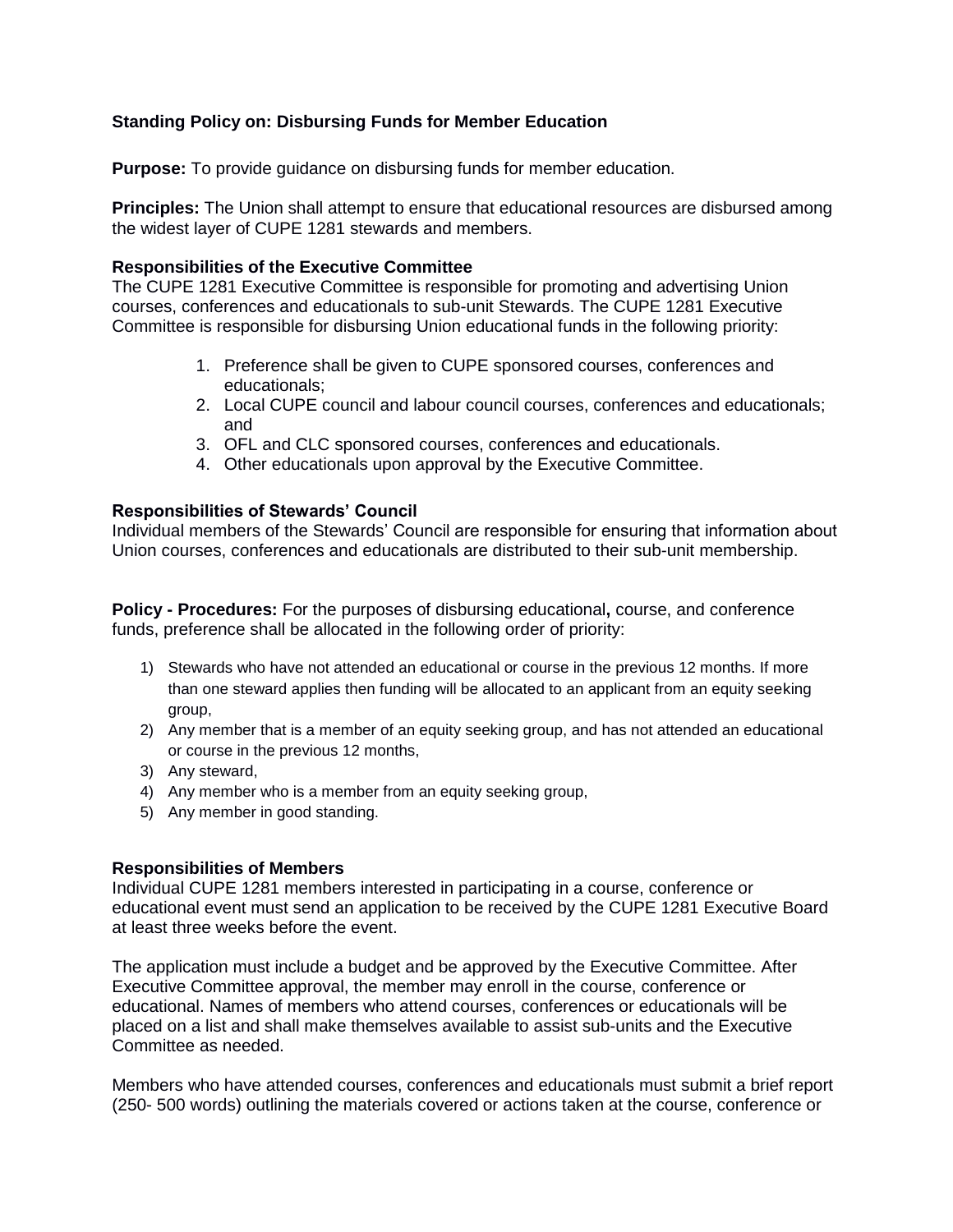**Standing Policy on: Disbursing Funds for Member Education**

**Purpose:** To provide guidance on disbursing funds for member education.

**Principles:** The Union shall attempt to ensure that educational resources are disbursed among the widest layer of CUPE 1281 stewards and members.

**Responsibilities of the Executive Committee**
The CUPE 1281 Executive Committee is responsible for promoting and advertising Union courses, conferences and educationals to sub-unit Stewards. The CUPE 1281 Executive Committee is responsible for disbursing Union educational funds in the following priority:

1. Preference shall be given to CUPE sponsored courses, conferences and educationals;
2. Local CUPE council and labour council courses, conferences and educationals; and
3. OFL and CLC sponsored courses, conferences and educationals.
4. Other educationals upon approval by the Executive Committee.

**Responsibilities of Stewards' Council**
Individual members of the Stewards' Council are responsible for ensuring that information about Union courses, conferences and educationals are distributed to their sub-unit membership.

**Policy - Procedures:** For the purposes of disbursing educational**,** course, and conference funds, preference shall be allocated in the following order of priority:

1) Stewards who have not attended an educational or course in the previous 12 months. If more than one steward applies then funding will be allocated to an applicant from an equity seeking group,
2) Any member that is a member of an equity seeking group, and has not attended an educational or course in the previous 12 months,
3) Any steward,
4) Any member who is a member from an equity seeking group,
5) Any member in good standing.

**Responsibilities of Members**
Individual CUPE 1281 members interested in participating in a course, conference or educational event must send an application to be received by the CUPE 1281 Executive Board at least three weeks before the event.

The application must include a budget and be approved by the Executive Committee. After Executive Committee approval, the member may enroll in the course, conference or educational. Names of members who attend courses, conferences or educationals will be placed on a list and shall make themselves available to assist sub-units and the Executive Committee as needed.

Members who have attended courses, conferences and educationals must submit a brief report (250- 500 words) outlining the materials covered or actions taken at the course, conference or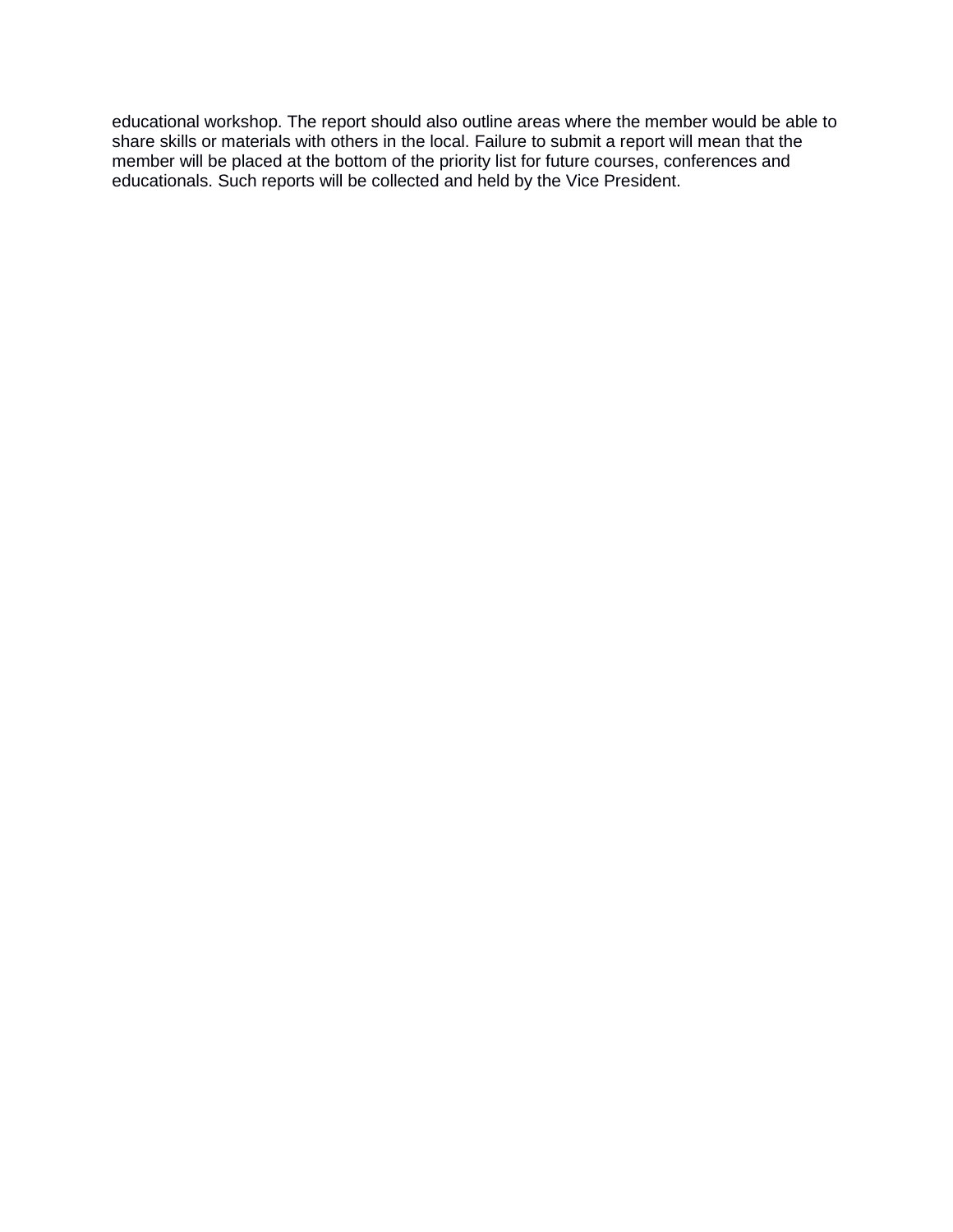educational workshop. The report should also outline areas where the member would be able to share skills or materials with others in the local. Failure to submit a report will mean that the member will be placed at the bottom of the priority list for future courses, conferences and educationals. Such reports will be collected and held by the Vice President.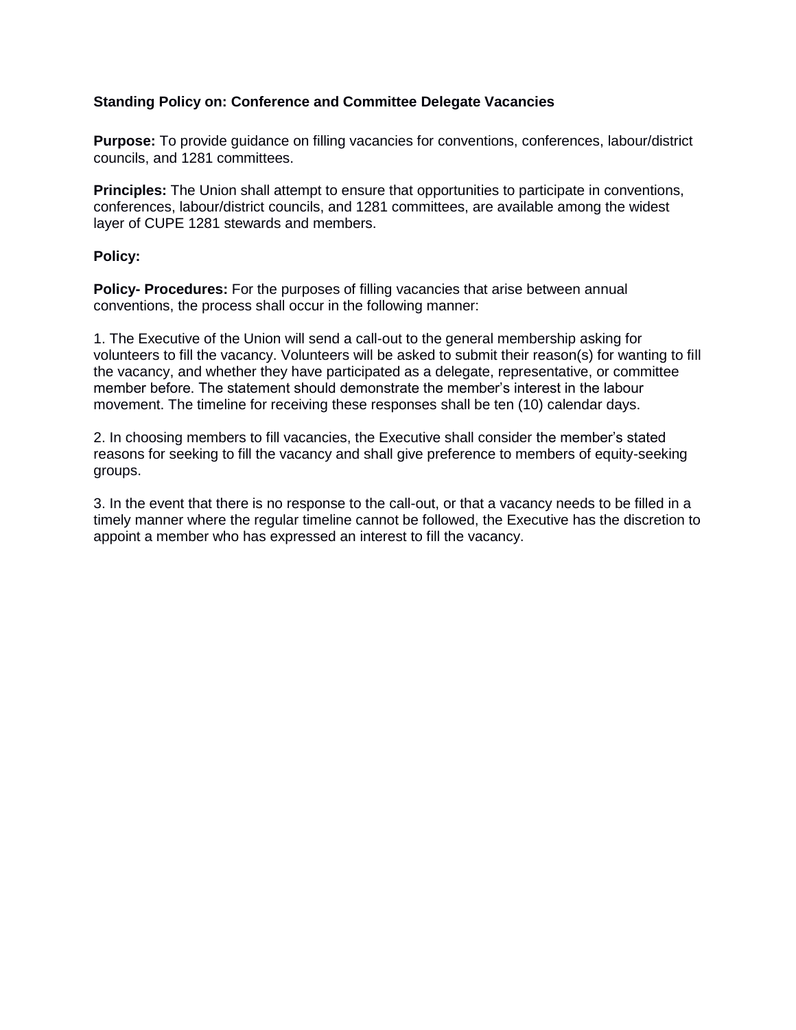**Standing Policy on: Conference and Committee Delegate Vacancies**

**Purpose:** To provide guidance on filling vacancies for conventions, conferences, labour/district councils, and 1281 committees.

**Principles:** The Union shall attempt to ensure that opportunities to participate in conventions, conferences, labour/district councils, and 1281 committees, are available among the widest layer of CUPE 1281 stewards and members.

**Policy:**

**Policy- Procedures:** For the purposes of filling vacancies that arise between annual conventions, the process shall occur in the following manner:

1. The Executive of the Union will send a call-out to the general membership asking for volunteers to fill the vacancy. Volunteers will be asked to submit their reason(s) for wanting to fill the vacancy, and whether they have participated as a delegate, representative, or committee member before. The statement should demonstrate the member's interest in the labour movement. The timeline for receiving these responses shall be ten (10) calendar days.

2. In choosing members to fill vacancies, the Executive shall consider the member's stated reasons for seeking to fill the vacancy and shall give preference to members of equity-seeking groups.

3. In the event that there is no response to the call-out, or that a vacancy needs to be filled in a timely manner where the regular timeline cannot be followed, the Executive has the discretion to appoint a member who has expressed an interest to fill the vacancy.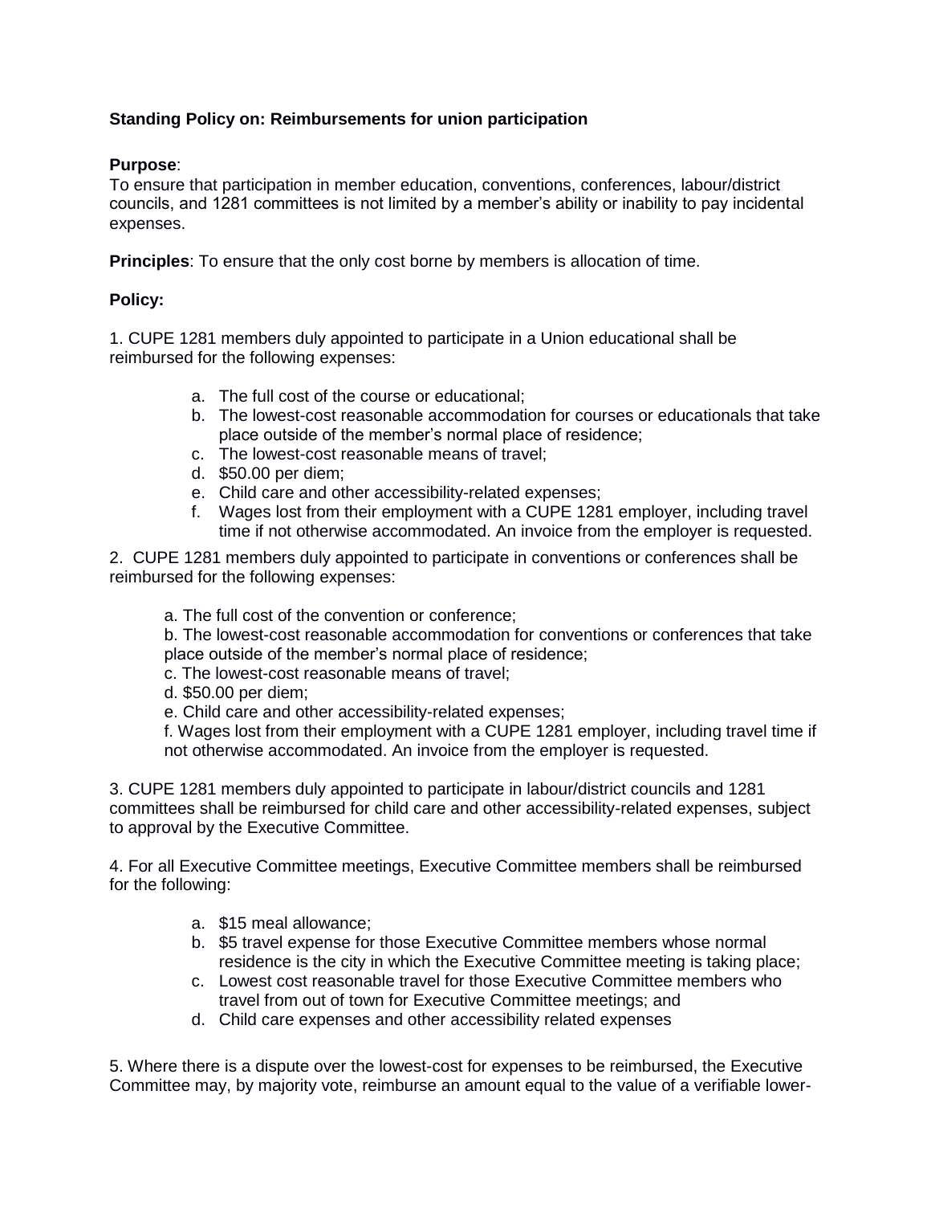**Standing Policy on: Reimbursements for union participation**

**Purpose**:
To ensure that participation in member education, conventions, conferences, labour/district councils, and 1281 committees is not limited by a member's ability or inability to pay incidental expenses.

**Principles**: To ensure that the only cost borne by members is allocation of time.

**Policy:**

1. CUPE 1281 members duly appointed to participate in a Union educational shall be reimbursed for the following expenses:

   a. The full cost of the course or educational;
   b. The lowest-cost reasonable accommodation for courses or educationals that take place outside of the member's normal place of residence;
   c. The lowest-cost reasonable means of travel;
   d. $50.00 per diem;
   e. Child care and other accessibility-related expenses;
   f. Wages lost from their employment with a CUPE 1281 employer, including travel time if not otherwise accommodated. An invoice from the employer is requested.

2. CUPE 1281 members duly appointed to participate in conventions or conferences shall be reimbursed for the following expenses:

   a. The full cost of the convention or conference;
   b. The lowest-cost reasonable accommodation for conventions or conferences that take place outside of the member's normal place of residence;
   c. The lowest-cost reasonable means of travel;
   d. $50.00 per diem;
   e. Child care and other accessibility-related expenses;
   f. Wages lost from their employment with a CUPE 1281 employer, including travel time if not otherwise accommodated. An invoice from the employer is requested.

3. CUPE 1281 members duly appointed to participate in labour/district councils and 1281 committees shall be reimbursed for child care and other accessibility-related expenses, subject to approval by the Executive Committee.

4. For all Executive Committee meetings, Executive Committee members shall be reimbursed for the following:

   a. $15 meal allowance;
   b. $5 travel expense for those Executive Committee members whose normal residence is the city in which the Executive Committee meeting is taking place;
   c. Lowest cost reasonable travel for those Executive Committee members who travel from out of town for Executive Committee meetings; and
   d. Child care expenses and other accessibility related expenses

5. Where there is a dispute over the lowest-cost for expenses to be reimbursed, the Executive Committee may, by majority vote, reimburse an amount equal to the value of a verifiable lower-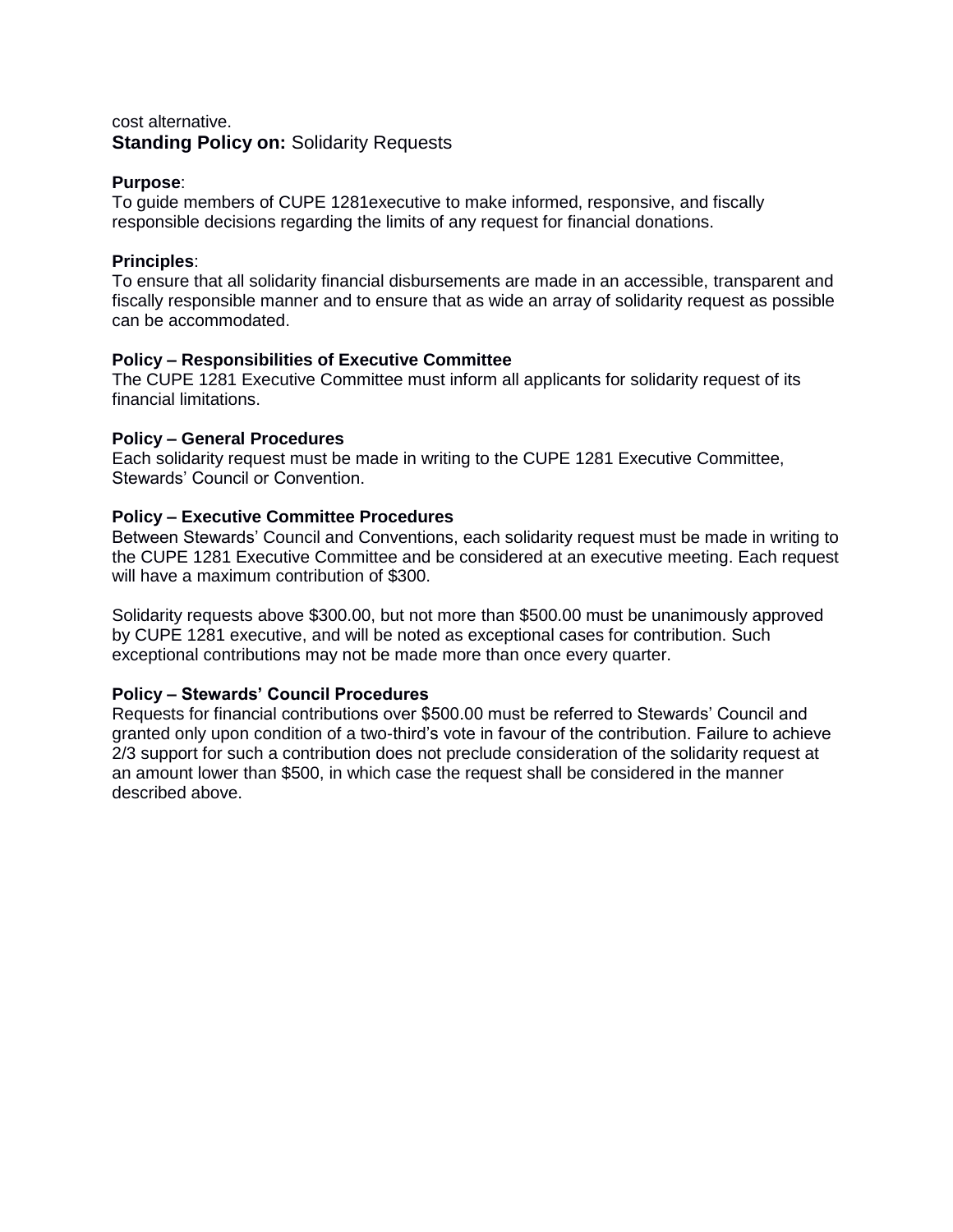cost alternative.

### **Standing Policy on:** Solidarity Requests

**Purpose**:
To guide members of CUPE 1281executive to make informed, responsive, and fiscally responsible decisions regarding the limits of any request for financial donations.

**Principles**:
To ensure that all solidarity financial disbursements are made in an accessible, transparent and fiscally responsible manner and to ensure that as wide an array of solidarity request as possible can be accommodated.

**Policy – Responsibilities of Executive Committee**
The CUPE 1281 Executive Committee must inform all applicants for solidarity request of its financial limitations.

**Policy – General Procedures**
Each solidarity request must be made in writing to the CUPE 1281 Executive Committee, Stewards' Council or Convention.

**Policy – Executive Committee Procedures**
Between Stewards' Council and Conventions, each solidarity request must be made in writing to the CUPE 1281 Executive Committee and be considered at an executive meeting. Each request will have a maximum contribution of $300.

Solidarity requests above $300.00, but not more than $500.00 must be unanimously approved by CUPE 1281 executive, and will be noted as exceptional cases for contribution. Such exceptional contributions may not be made more than once every quarter.

**Policy – Stewards' Council Procedures**
Requests for financial contributions over $500.00 must be referred to Stewards' Council and granted only upon condition of a two-third's vote in favour of the contribution. Failure to achieve 2/3 support for such a contribution does not preclude consideration of the solidarity request at an amount lower than $500, in which case the request shall be considered in the manner described above.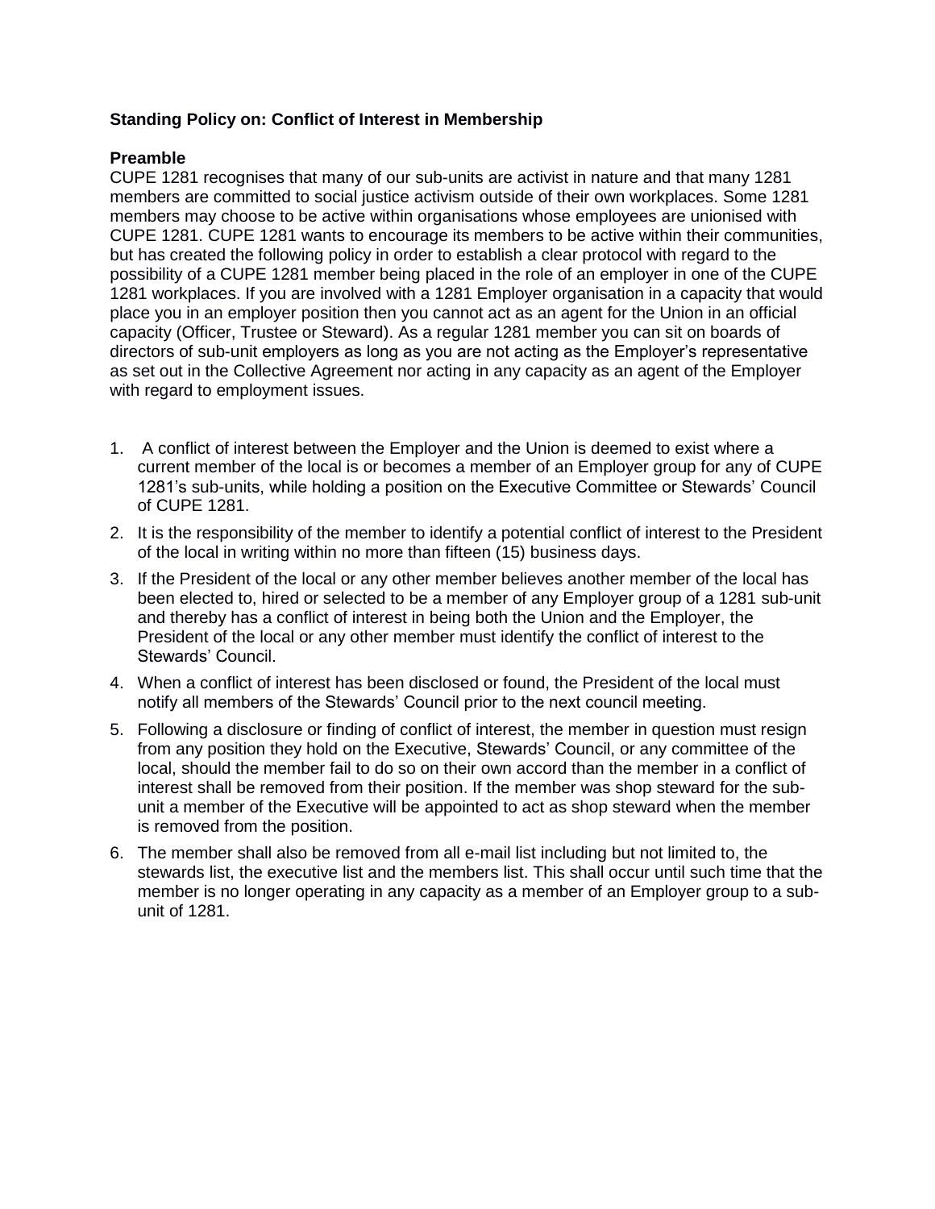**Standing Policy on: Conflict of Interest in Membership**

**Preamble**

CUPE 1281 recognises that many of our sub-units are activist in nature and that many 1281 members are committed to social justice activism outside of their own workplaces. Some 1281 members may choose to be active within organisations whose employees are unionised with CUPE 1281. CUPE 1281 wants to encourage its members to be active within their communities, but has created the following policy in order to establish a clear protocol with regard to the possibility of a CUPE 1281 member being placed in the role of an employer in one of the CUPE 1281 workplaces. If you are involved with a 1281 Employer organisation in a capacity that would place you in an employer position then you cannot act as an agent for the Union in an official capacity (Officer, Trustee or Steward). As a regular 1281 member you can sit on boards of directors of sub-unit employers as long as you are not acting as the Employer's representative as set out in the Collective Agreement nor acting in any capacity as an agent of the Employer with regard to employment issues.

1. A conflict of interest between the Employer and the Union is deemed to exist where a current member of the local is or becomes a member of an Employer group for any of CUPE 1281's sub-units, while holding a position on the Executive Committee or Stewards' Council of CUPE 1281.
2. It is the responsibility of the member to identify a potential conflict of interest to the President of the local in writing within no more than fifteen (15) business days.
3. If the President of the local or any other member believes another member of the local has been elected to, hired or selected to be a member of any Employer group of a 1281 sub-unit and thereby has a conflict of interest in being both the Union and the Employer, the President of the local or any other member must identify the conflict of interest to the Stewards' Council.
4. When a conflict of interest has been disclosed or found, the President of the local must notify all members of the Stewards' Council prior to the next council meeting.
5. Following a disclosure or finding of conflict of interest, the member in question must resign from any position they hold on the Executive, Stewards' Council, or any committee of the local, should the member fail to do so on their own accord than the member in a conflict of interest shall be removed from their position. If the member was shop steward for the sub-unit a member of the Executive will be appointed to act as shop steward when the member is removed from the position.
6. The member shall also be removed from all e-mail list including but not limited to, the stewards list, the executive list and the members list. This shall occur until such time that the member is no longer operating in any capacity as a member of an Employer group to a sub-unit of 1281.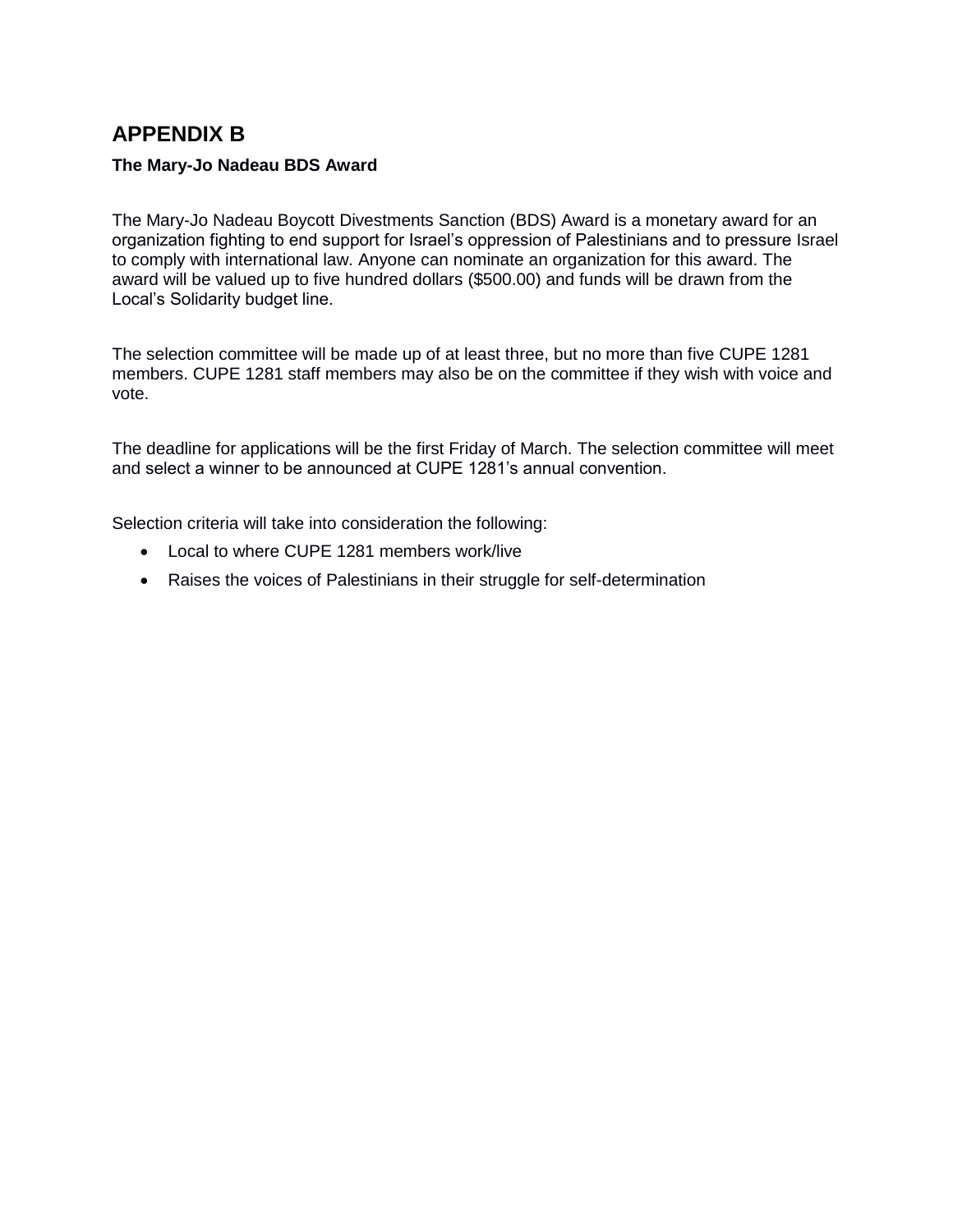# APPENDIX B

### The Mary-Jo Nadeau BDS Award

The Mary-Jo Nadeau Boycott Divestments Sanction (BDS) Award is a monetary award for an organization fighting to end support for Israel's oppression of Palestinians and to pressure Israel to comply with international law. Anyone can nominate an organization for this award. The award will be valued up to five hundred dollars ($500.00) and funds will be drawn from the Local's Solidarity budget line.

The selection committee will be made up of at least three, but no more than five CUPE 1281 members. CUPE 1281 staff members may also be on the committee if they wish with voice and vote.

The deadline for applications will be the first Friday of March. The selection committee will meet and select a winner to be announced at CUPE 1281's annual convention.

Selection criteria will take into consideration the following:

- Local to where CUPE 1281 members work/live
- Raises the voices of Palestinians in their struggle for self-determination